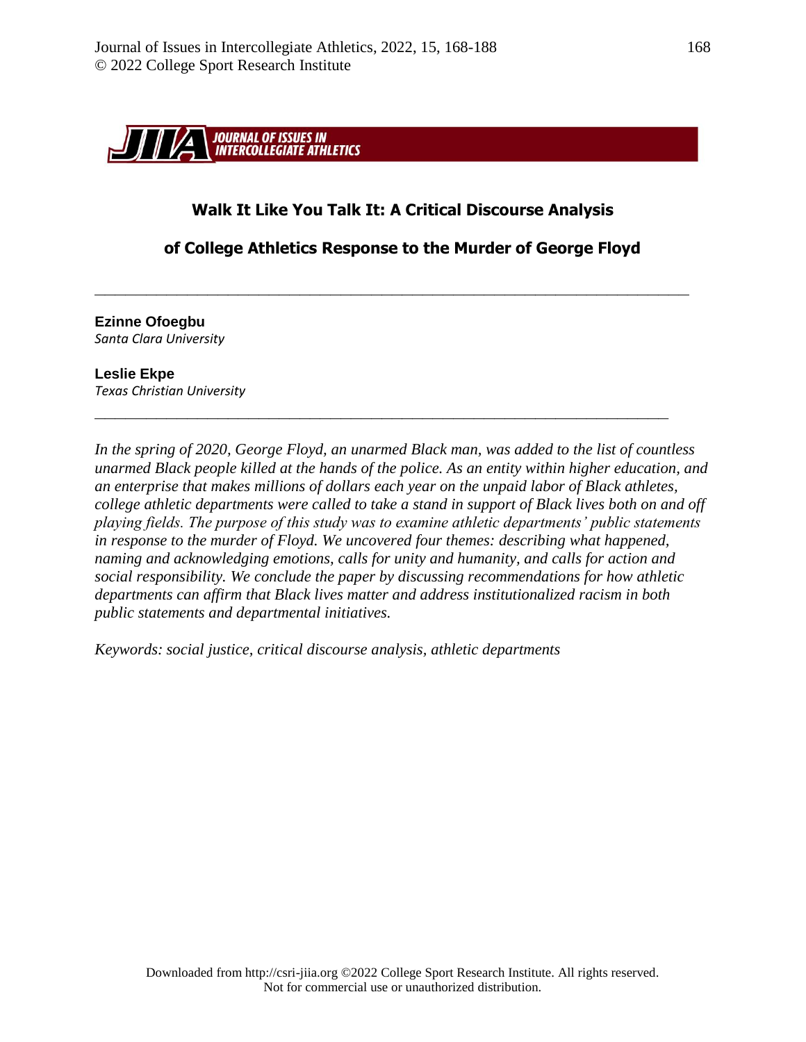# Walk It Like You Talk It: A Critical Discourse Analysis of College Athletics Response to the Murder of George Floyd

---

**Ezinne Ofoegbu**
*Santa Clara University*

**Leslie Ekpe**
*Texas Christian University*

---

*In the spring of 2020, George Floyd, an unarmed Black man, was added to the list of countless unarmed Black people killed at the hands of the police. As an entity within higher education, and an enterprise that makes millions of dollars each year on the unpaid labor of Black athletes, college athletic departments were called to take a stand in support of Black lives both on and off playing fields. The purpose of this study was to examine athletic departments' public statements in response to the murder of Floyd. We uncovered four themes: describing what happened, naming and acknowledging emotions, calls for unity and humanity, and calls for action and social responsibility. We conclude the paper by discussing recommendations for how athletic departments can affirm that Black lives matter and address institutionalized racism in both public statements and departmental initiatives.*

*Keywords: social justice, critical discourse analysis, athletic departments*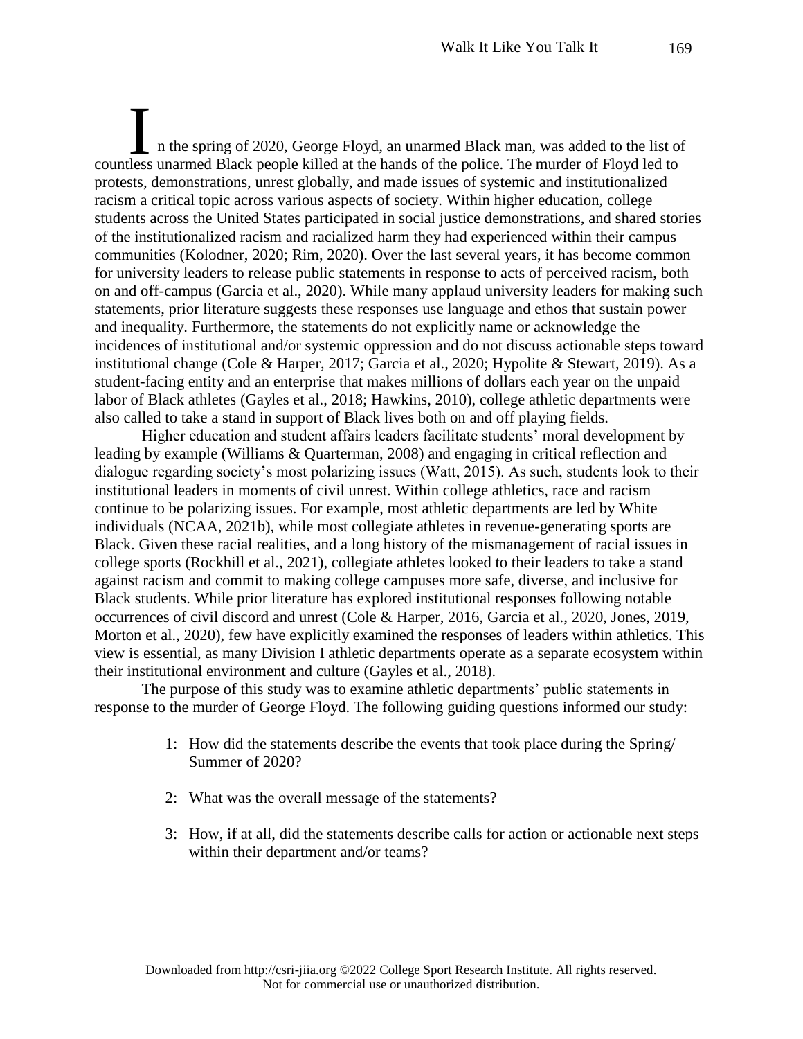In the spring of 2020, George Floyd, an unarmed Black man, was added to the list of countless unarmed Black people killed at the hands of the police. The murder of Floyd led to protests, demonstrations, unrest globally, and made issues of systemic and institutionalized racism a critical topic across various aspects of society. Within higher education, college students across the United States participated in social justice demonstrations, and shared stories of the institutionalized racism and racialized harm they had experienced within their campus communities (Kolodner, 2020; Rim, 2020). Over the last several years, it has become common for university leaders to release public statements in response to acts of perceived racism, both on and off-campus (Garcia et al., 2020). While many applaud university leaders for making such statements, prior literature suggests these responses use language and ethos that sustain power and inequality. Furthermore, the statements do not explicitly name or acknowledge the incidences of institutional and/or systemic oppression and do not discuss actionable steps toward institutional change (Cole & Harper, 2017; Garcia et al., 2020; Hypolite & Stewart, 2019). As a student-facing entity and an enterprise that makes millions of dollars each year on the unpaid labor of Black athletes (Gayles et al., 2018; Hawkins, 2010), college athletic departments were also called to take a stand in support of Black lives both on and off playing fields.

Higher education and student affairs leaders facilitate students' moral development by leading by example (Williams & Quarterman, 2008) and engaging in critical reflection and dialogue regarding society's most polarizing issues (Watt, 2015). As such, students look to their institutional leaders in moments of civil unrest. Within college athletics, race and racism continue to be polarizing issues. For example, most athletic departments are led by White individuals (NCAA, 2021b), while most collegiate athletes in revenue-generating sports are Black. Given these racial realities, and a long history of the mismanagement of racial issues in college sports (Rockhill et al., 2021), collegiate athletes looked to their leaders to take a stand against racism and commit to making college campuses more safe, diverse, and inclusive for Black students. While prior literature has explored institutional responses following notable occurrences of civil discord and unrest (Cole & Harper, 2016, Garcia et al., 2020, Jones, 2019, Morton et al., 2020), few have explicitly examined the responses of leaders within athletics. This view is essential, as many Division I athletic departments operate as a separate ecosystem within their institutional environment and culture (Gayles et al., 2018).

The purpose of this study was to examine athletic departments' public statements in response to the murder of George Floyd. The following guiding questions informed our study:

1: How did the statements describe the events that took place during the Spring/ Summer of 2020?

2: What was the overall message of the statements?

3: How, if at all, did the statements describe calls for action or actionable next steps within their department and/or teams?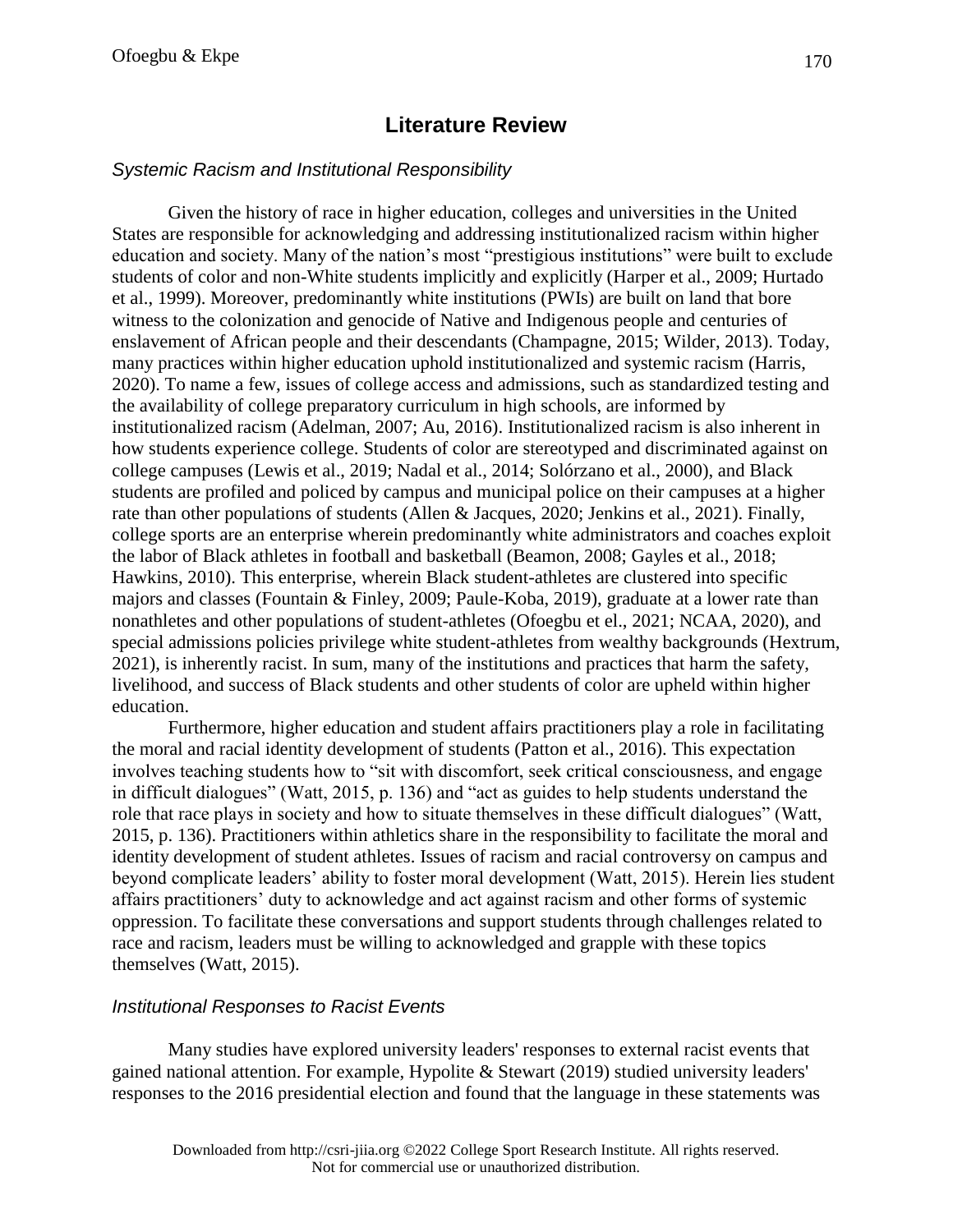## Literature Review

### *Systemic Racism and Institutional Responsibility*

Given the history of race in higher education, colleges and universities in the United States are responsible for acknowledging and addressing institutionalized racism within higher education and society. Many of the nation's most "prestigious institutions" were built to exclude students of color and non-White students implicitly and explicitly (Harper et al., 2009; Hurtado et al., 1999). Moreover, predominantly white institutions (PWIs) are built on land that bore witness to the colonization and genocide of Native and Indigenous people and centuries of enslavement of African people and their descendants (Champagne, 2015; Wilder, 2013). Today, many practices within higher education uphold institutionalized and systemic racism (Harris, 2020). To name a few, issues of college access and admissions, such as standardized testing and the availability of college preparatory curriculum in high schools, are informed by institutionalized racism (Adelman, 2007; Au, 2016). Institutionalized racism is also inherent in how students experience college. Students of color are stereotyped and discriminated against on college campuses (Lewis et al., 2019; Nadal et al., 2014; Solórzano et al., 2000), and Black students are profiled and policed by campus and municipal police on their campuses at a higher rate than other populations of students (Allen & Jacques, 2020; Jenkins et al., 2021). Finally, college sports are an enterprise wherein predominantly white administrators and coaches exploit the labor of Black athletes in football and basketball (Beamon, 2008; Gayles et al., 2018; Hawkins, 2010). This enterprise, wherein Black student-athletes are clustered into specific majors and classes (Fountain & Finley, 2009; Paule-Koba, 2019), graduate at a lower rate than nonathletes and other populations of student-athletes (Ofoegbu et el., 2021; NCAA, 2020), and special admissions policies privilege white student-athletes from wealthy backgrounds (Hextrum, 2021), is inherently racist. In sum, many of the institutions and practices that harm the safety, livelihood, and success of Black students and other students of color are upheld within higher education.

Furthermore, higher education and student affairs practitioners play a role in facilitating the moral and racial identity development of students (Patton et al., 2016). This expectation involves teaching students how to "sit with discomfort, seek critical consciousness, and engage in difficult dialogues" (Watt, 2015, p. 136) and "act as guides to help students understand the role that race plays in society and how to situate themselves in these difficult dialogues" (Watt, 2015, p. 136). Practitioners within athletics share in the responsibility to facilitate the moral and identity development of student athletes. Issues of racism and racial controversy on campus and beyond complicate leaders' ability to foster moral development (Watt, 2015). Herein lies student affairs practitioners' duty to acknowledge and act against racism and other forms of systemic oppression. To facilitate these conversations and support students through challenges related to race and racism, leaders must be willing to acknowledged and grapple with these topics themselves (Watt, 2015).

### *Institutional Responses to Racist Events*

Many studies have explored university leaders' responses to external racist events that gained national attention. For example, Hypolite & Stewart (2019) studied university leaders' responses to the 2016 presidential election and found that the language in these statements was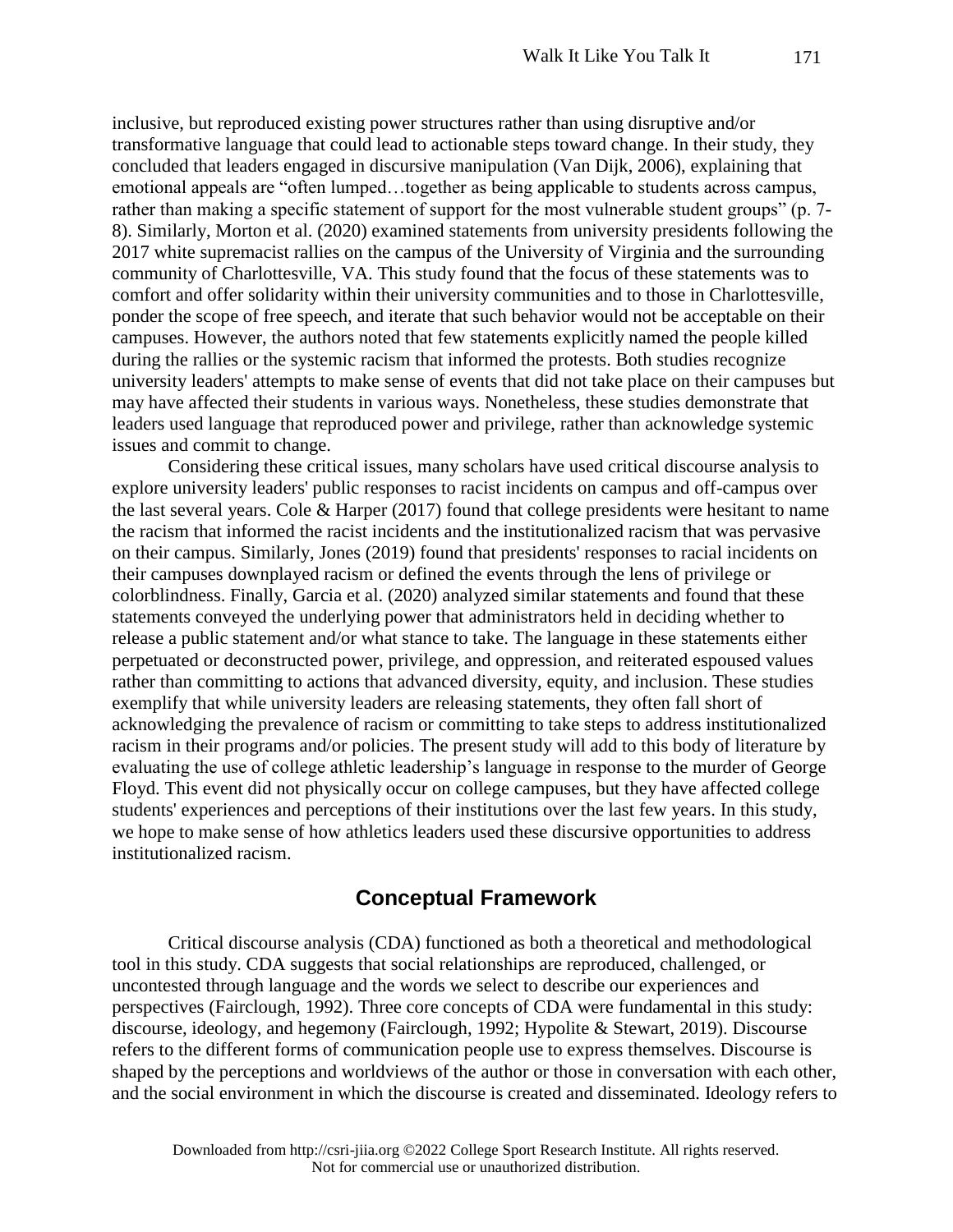inclusive, but reproduced existing power structures rather than using disruptive and/or transformative language that could lead to actionable steps toward change. In their study, they concluded that leaders engaged in discursive manipulation (Van Dijk, 2006), explaining that emotional appeals are "often lumped…together as being applicable to students across campus, rather than making a specific statement of support for the most vulnerable student groups" (p. 7-8). Similarly, Morton et al. (2020) examined statements from university presidents following the 2017 white supremacist rallies on the campus of the University of Virginia and the surrounding community of Charlottesville, VA. This study found that the focus of these statements was to comfort and offer solidarity within their university communities and to those in Charlottesville, ponder the scope of free speech, and iterate that such behavior would not be acceptable on their campuses. However, the authors noted that few statements explicitly named the people killed during the rallies or the systemic racism that informed the protests. Both studies recognize university leaders' attempts to make sense of events that did not take place on their campuses but may have affected their students in various ways. Nonetheless, these studies demonstrate that leaders used language that reproduced power and privilege, rather than acknowledge systemic issues and commit to change.

Considering these critical issues, many scholars have used critical discourse analysis to explore university leaders' public responses to racist incidents on campus and off-campus over the last several years. Cole & Harper (2017) found that college presidents were hesitant to name the racism that informed the racist incidents and the institutionalized racism that was pervasive on their campus. Similarly, Jones (2019) found that presidents' responses to racial incidents on their campuses downplayed racism or defined the events through the lens of privilege or colorblindness. Finally, Garcia et al. (2020) analyzed similar statements and found that these statements conveyed the underlying power that administrators held in deciding whether to release a public statement and/or what stance to take. The language in these statements either perpetuated or deconstructed power, privilege, and oppression, and reiterated espoused values rather than committing to actions that advanced diversity, equity, and inclusion. These studies exemplify that while university leaders are releasing statements, they often fall short of acknowledging the prevalence of racism or committing to take steps to address institutionalized racism in their programs and/or policies. The present study will add to this body of literature by evaluating the use of college athletic leadership's language in response to the murder of George Floyd. This event did not physically occur on college campuses, but they have affected college students' experiences and perceptions of their institutions over the last few years. In this study, we hope to make sense of how athletics leaders used these discursive opportunities to address institutionalized racism.

## Conceptual Framework

Critical discourse analysis (CDA) functioned as both a theoretical and methodological tool in this study. CDA suggests that social relationships are reproduced, challenged, or uncontested through language and the words we select to describe our experiences and perspectives (Fairclough, 1992). Three core concepts of CDA were fundamental in this study: discourse, ideology, and hegemony (Fairclough, 1992; Hypolite & Stewart, 2019). Discourse refers to the different forms of communication people use to express themselves. Discourse is shaped by the perceptions and worldviews of the author or those in conversation with each other, and the social environment in which the discourse is created and disseminated. Ideology refers to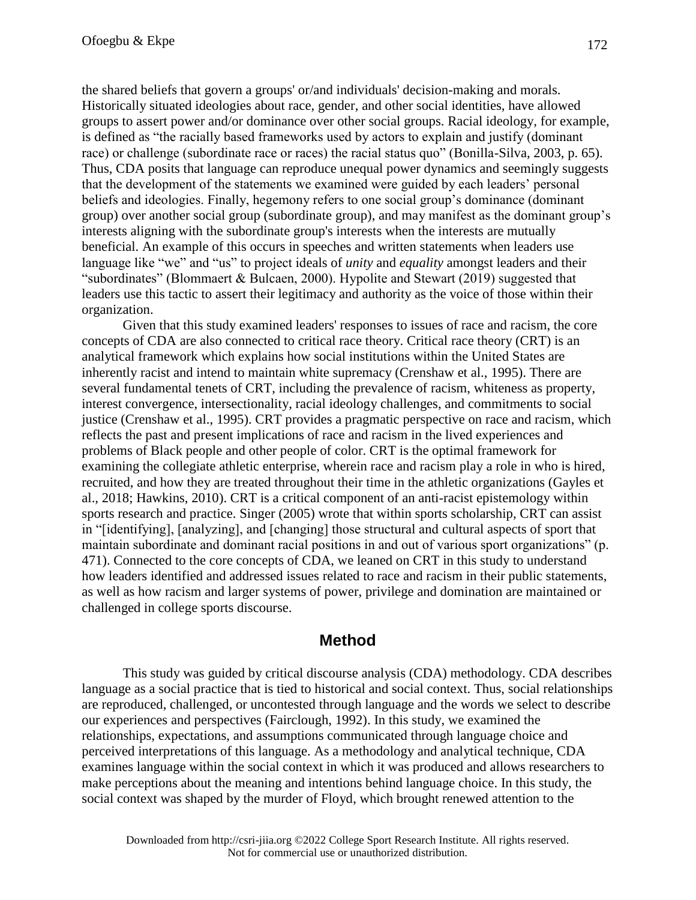the shared beliefs that govern a groups' or/and individuals' decision-making and morals. Historically situated ideologies about race, gender, and other social identities, have allowed groups to assert power and/or dominance over other social groups. Racial ideology, for example, is defined as "the racially based frameworks used by actors to explain and justify (dominant race) or challenge (subordinate race or races) the racial status quo" (Bonilla-Silva, 2003, p. 65). Thus, CDA posits that language can reproduce unequal power dynamics and seemingly suggests that the development of the statements we examined were guided by each leaders' personal beliefs and ideologies. Finally, hegemony refers to one social group's dominance (dominant group) over another social group (subordinate group), and may manifest as the dominant group's interests aligning with the subordinate group's interests when the interests are mutually beneficial. An example of this occurs in speeches and written statements when leaders use language like "we" and "us" to project ideals of *unity* and *equality* amongst leaders and their "subordinates" (Blommaert & Bulcaen, 2000). Hypolite and Stewart (2019) suggested that leaders use this tactic to assert their legitimacy and authority as the voice of those within their organization.

Given that this study examined leaders' responses to issues of race and racism, the core concepts of CDA are also connected to critical race theory. Critical race theory (CRT) is an analytical framework which explains how social institutions within the United States are inherently racist and intend to maintain white supremacy (Crenshaw et al., 1995). There are several fundamental tenets of CRT, including the prevalence of racism, whiteness as property, interest convergence, intersectionality, racial ideology challenges, and commitments to social justice (Crenshaw et al., 1995). CRT provides a pragmatic perspective on race and racism, which reflects the past and present implications of race and racism in the lived experiences and problems of Black people and other people of color. CRT is the optimal framework for examining the collegiate athletic enterprise, wherein race and racism play a role in who is hired, recruited, and how they are treated throughout their time in the athletic organizations (Gayles et al., 2018; Hawkins, 2010). CRT is a critical component of an anti-racist epistemology within sports research and practice. Singer (2005) wrote that within sports scholarship, CRT can assist in "[identifying], [analyzing], and [changing] those structural and cultural aspects of sport that maintain subordinate and dominant racial positions in and out of various sport organizations" (p. 471). Connected to the core concepts of CDA, we leaned on CRT in this study to understand how leaders identified and addressed issues related to race and racism in their public statements, as well as how racism and larger systems of power, privilege and domination are maintained or challenged in college sports discourse.

## Method

This study was guided by critical discourse analysis (CDA) methodology. CDA describes language as a social practice that is tied to historical and social context. Thus, social relationships are reproduced, challenged, or uncontested through language and the words we select to describe our experiences and perspectives (Fairclough, 1992). In this study, we examined the relationships, expectations, and assumptions communicated through language choice and perceived interpretations of this language. As a methodology and analytical technique, CDA examines language within the social context in which it was produced and allows researchers to make perceptions about the meaning and intentions behind language choice. In this study, the social context was shaped by the murder of Floyd, which brought renewed attention to the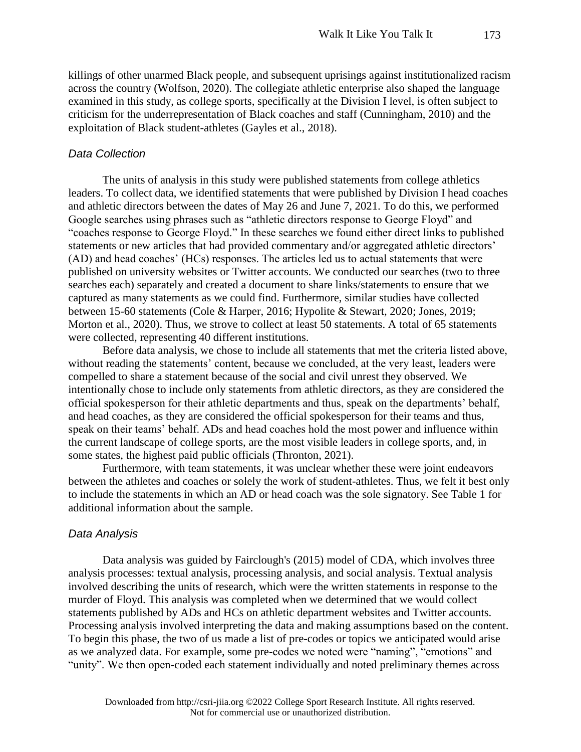killings of other unarmed Black people, and subsequent uprisings against institutionalized racism across the country (Wolfson, 2020). The collegiate athletic enterprise also shaped the language examined in this study, as college sports, specifically at the Division I level, is often subject to criticism for the underrepresentation of Black coaches and staff (Cunningham, 2010) and the exploitation of Black student-athletes (Gayles et al., 2018).

### *Data Collection*

The units of analysis in this study were published statements from college athletics leaders. To collect data, we identified statements that were published by Division I head coaches and athletic directors between the dates of May 26 and June 7, 2021. To do this, we performed Google searches using phrases such as "athletic directors response to George Floyd" and "coaches response to George Floyd." In these searches we found either direct links to published statements or new articles that had provided commentary and/or aggregated athletic directors' (AD) and head coaches' (HCs) responses. The articles led us to actual statements that were published on university websites or Twitter accounts. We conducted our searches (two to three searches each) separately and created a document to share links/statements to ensure that we captured as many statements as we could find. Furthermore, similar studies have collected between 15-60 statements (Cole & Harper, 2016; Hypolite & Stewart, 2020; Jones, 2019; Morton et al., 2020). Thus, we strove to collect at least 50 statements. A total of 65 statements were collected, representing 40 different institutions.

Before data analysis, we chose to include all statements that met the criteria listed above, without reading the statements' content, because we concluded, at the very least, leaders were compelled to share a statement because of the social and civil unrest they observed. We intentionally chose to include only statements from athletic directors, as they are considered the official spokesperson for their athletic departments and thus, speak on the departments' behalf, and head coaches, as they are considered the official spokesperson for their teams and thus, speak on their teams' behalf. ADs and head coaches hold the most power and influence within the current landscape of college sports, are the most visible leaders in college sports, and, in some states, the highest paid public officials (Thronton, 2021).

Furthermore, with team statements, it was unclear whether these were joint endeavors between the athletes and coaches or solely the work of student-athletes. Thus, we felt it best only to include the statements in which an AD or head coach was the sole signatory. See Table 1 for additional information about the sample.

### *Data Analysis*

Data analysis was guided by Fairclough's (2015) model of CDA, which involves three analysis processes: textual analysis, processing analysis, and social analysis. Textual analysis involved describing the units of research, which were the written statements in response to the murder of Floyd. This analysis was completed when we determined that we would collect statements published by ADs and HCs on athletic department websites and Twitter accounts. Processing analysis involved interpreting the data and making assumptions based on the content. To begin this phase, the two of us made a list of pre-codes or topics we anticipated would arise as we analyzed data. For example, some pre-codes we noted were "naming", "emotions" and "unity". We then open-coded each statement individually and noted preliminary themes across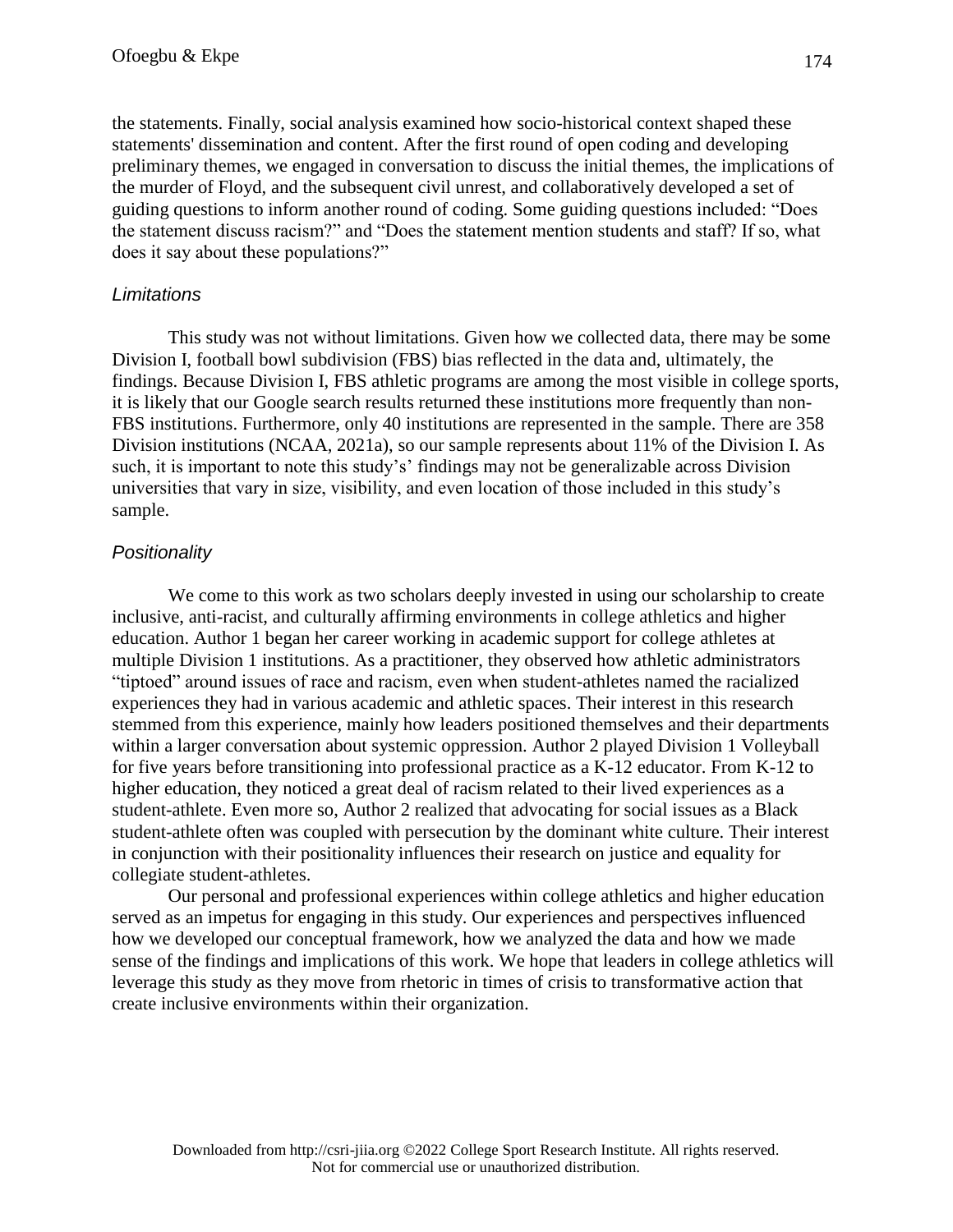the statements. Finally, social analysis examined how socio-historical context shaped these statements' dissemination and content. After the first round of open coding and developing preliminary themes, we engaged in conversation to discuss the initial themes, the implications of the murder of Floyd, and the subsequent civil unrest, and collaboratively developed a set of guiding questions to inform another round of coding. Some guiding questions included: "Does the statement discuss racism?" and "Does the statement mention students and staff? If so, what does it say about these populations?"

### *Limitations*

This study was not without limitations. Given how we collected data, there may be some Division I, football bowl subdivision (FBS) bias reflected in the data and, ultimately, the findings. Because Division I, FBS athletic programs are among the most visible in college sports, it is likely that our Google search results returned these institutions more frequently than non-FBS institutions. Furthermore, only 40 institutions are represented in the sample. There are 358 Division institutions (NCAA, 2021a), so our sample represents about 11% of the Division I. As such, it is important to note this study's' findings may not be generalizable across Division universities that vary in size, visibility, and even location of those included in this study's sample.

### *Positionality*

We come to this work as two scholars deeply invested in using our scholarship to create inclusive, anti-racist, and culturally affirming environments in college athletics and higher education. Author 1 began her career working in academic support for college athletes at multiple Division 1 institutions. As a practitioner, they observed how athletic administrators "tiptoed" around issues of race and racism, even when student-athletes named the racialized experiences they had in various academic and athletic spaces. Their interest in this research stemmed from this experience, mainly how leaders positioned themselves and their departments within a larger conversation about systemic oppression. Author 2 played Division 1 Volleyball for five years before transitioning into professional practice as a K-12 educator. From K-12 to higher education, they noticed a great deal of racism related to their lived experiences as a student-athlete. Even more so, Author 2 realized that advocating for social issues as a Black student-athlete often was coupled with persecution by the dominant white culture. Their interest in conjunction with their positionality influences their research on justice and equality for collegiate student-athletes.

Our personal and professional experiences within college athletics and higher education served as an impetus for engaging in this study. Our experiences and perspectives influenced how we developed our conceptual framework, how we analyzed the data and how we made sense of the findings and implications of this work. We hope that leaders in college athletics will leverage this study as they move from rhetoric in times of crisis to transformative action that create inclusive environments within their organization.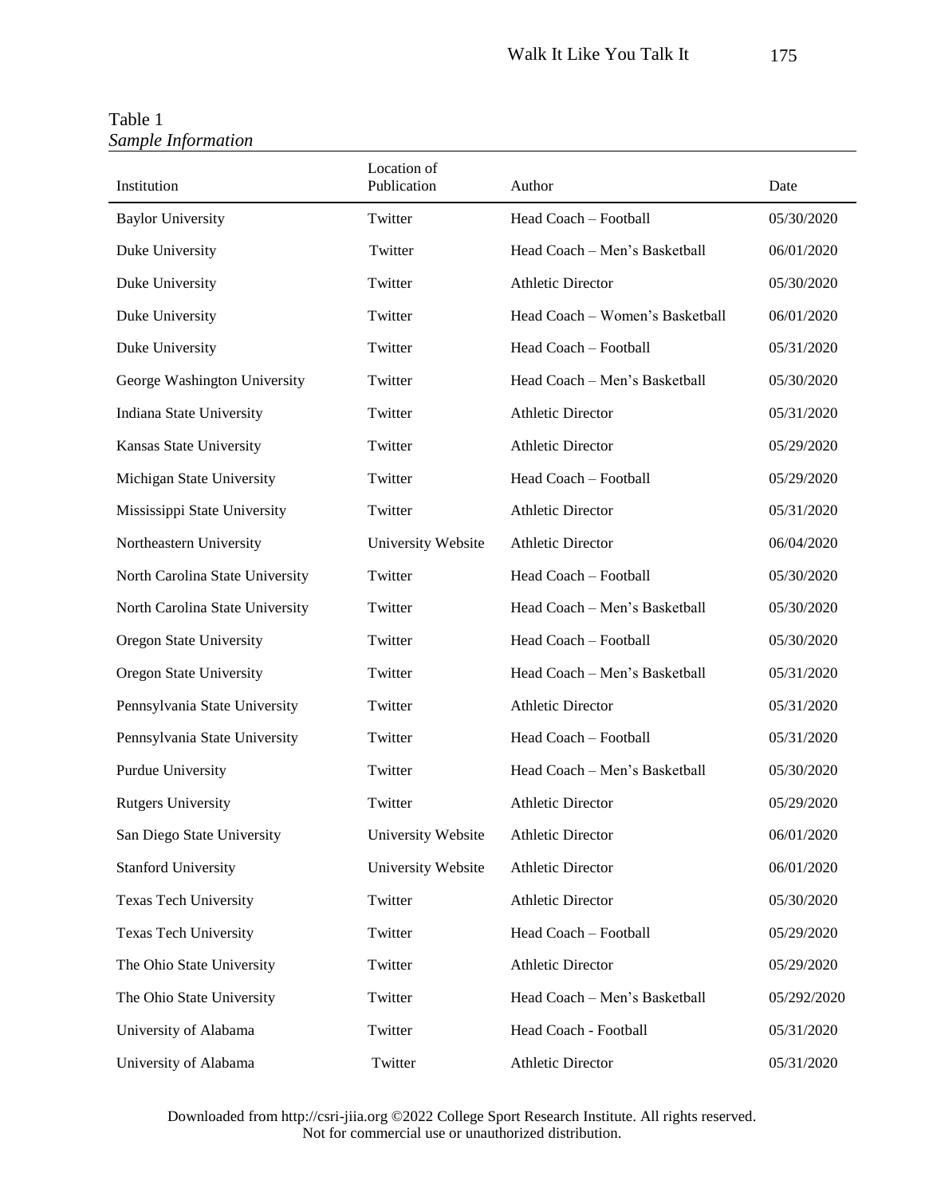Table 1
*Sample Information*

| Institution | Location of Publication | Author | Date |
|---|---|---|---|
| Baylor University | Twitter | Head Coach – Football | 05/30/2020 |
| Duke University | Twitter | Head Coach – Men's Basketball | 06/01/2020 |
| Duke University | Twitter | Athletic Director | 05/30/2020 |
| Duke University | Twitter | Head Coach – Women's Basketball | 06/01/2020 |
| Duke University | Twitter | Head Coach – Football | 05/31/2020 |
| George Washington University | Twitter | Head Coach – Men's Basketball | 05/30/2020 |
| Indiana State University | Twitter | Athletic Director | 05/31/2020 |
| Kansas State University | Twitter | Athletic Director | 05/29/2020 |
| Michigan State University | Twitter | Head Coach – Football | 05/29/2020 |
| Mississippi State University | Twitter | Athletic Director | 05/31/2020 |
| Northeastern University | University Website | Athletic Director | 06/04/2020 |
| North Carolina State University | Twitter | Head Coach – Football | 05/30/2020 |
| North Carolina State University | Twitter | Head Coach – Men's Basketball | 05/30/2020 |
| Oregon State University | Twitter | Head Coach – Football | 05/30/2020 |
| Oregon State University | Twitter | Head Coach – Men's Basketball | 05/31/2020 |
| Pennsylvania State University | Twitter | Athletic Director | 05/31/2020 |
| Pennsylvania State University | Twitter | Head Coach – Football | 05/31/2020 |
| Purdue University | Twitter | Head Coach – Men's Basketball | 05/30/2020 |
| Rutgers University | Twitter | Athletic Director | 05/29/2020 |
| San Diego State University | University Website | Athletic Director | 06/01/2020 |
| Stanford University | University Website | Athletic Director | 06/01/2020 |
| Texas Tech University | Twitter | Athletic Director | 05/30/2020 |
| Texas Tech University | Twitter | Head Coach – Football | 05/29/2020 |
| The Ohio State University | Twitter | Athletic Director | 05/29/2020 |
| The Ohio State University | Twitter | Head Coach – Men's Basketball | 05/292/2020 |
| University of Alabama | Twitter | Head Coach - Football | 05/31/2020 |
| University of Alabama | Twitter | Athletic Director | 05/31/2020 |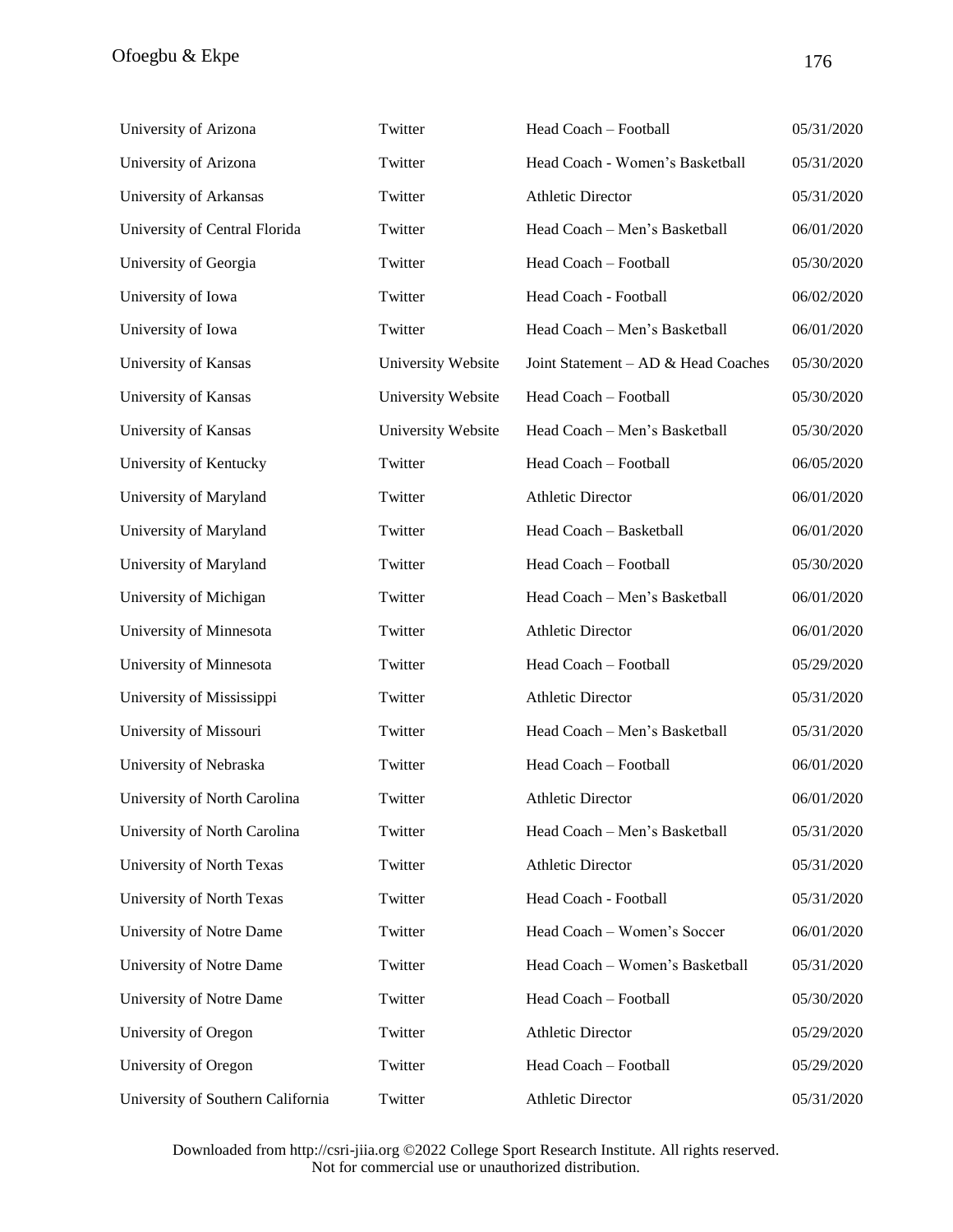| | | | |
|---|---|---|---|
| University of Arizona | Twitter | Head Coach – Football | 05/31/2020 |
| University of Arizona | Twitter | Head Coach - Women's Basketball | 05/31/2020 |
| University of Arkansas | Twitter | Athletic Director | 05/31/2020 |
| University of Central Florida | Twitter | Head Coach – Men's Basketball | 06/01/2020 |
| University of Georgia | Twitter | Head Coach – Football | 05/30/2020 |
| University of Iowa | Twitter | Head Coach - Football | 06/02/2020 |
| University of Iowa | Twitter | Head Coach – Men's Basketball | 06/01/2020 |
| University of Kansas | University Website | Joint Statement – AD & Head Coaches | 05/30/2020 |
| University of Kansas | University Website | Head Coach – Football | 05/30/2020 |
| University of Kansas | University Website | Head Coach – Men's Basketball | 05/30/2020 |
| University of Kentucky | Twitter | Head Coach – Football | 06/05/2020 |
| University of Maryland | Twitter | Athletic Director | 06/01/2020 |
| University of Maryland | Twitter | Head Coach – Basketball | 06/01/2020 |
| University of Maryland | Twitter | Head Coach – Football | 05/30/2020 |
| University of Michigan | Twitter | Head Coach – Men's Basketball | 06/01/2020 |
| University of Minnesota | Twitter | Athletic Director | 06/01/2020 |
| University of Minnesota | Twitter | Head Coach – Football | 05/29/2020 |
| University of Mississippi | Twitter | Athletic Director | 05/31/2020 |
| University of Missouri | Twitter | Head Coach – Men's Basketball | 05/31/2020 |
| University of Nebraska | Twitter | Head Coach – Football | 06/01/2020 |
| University of North Carolina | Twitter | Athletic Director | 06/01/2020 |
| University of North Carolina | Twitter | Head Coach – Men's Basketball | 05/31/2020 |
| University of North Texas | Twitter | Athletic Director | 05/31/2020 |
| University of North Texas | Twitter | Head Coach - Football | 05/31/2020 |
| University of Notre Dame | Twitter | Head Coach – Women's Soccer | 06/01/2020 |
| University of Notre Dame | Twitter | Head Coach – Women's Basketball | 05/31/2020 |
| University of Notre Dame | Twitter | Head Coach – Football | 05/30/2020 |
| University of Oregon | Twitter | Athletic Director | 05/29/2020 |
| University of Oregon | Twitter | Head Coach – Football | 05/29/2020 |
| University of Southern California | Twitter | Athletic Director | 05/31/2020 |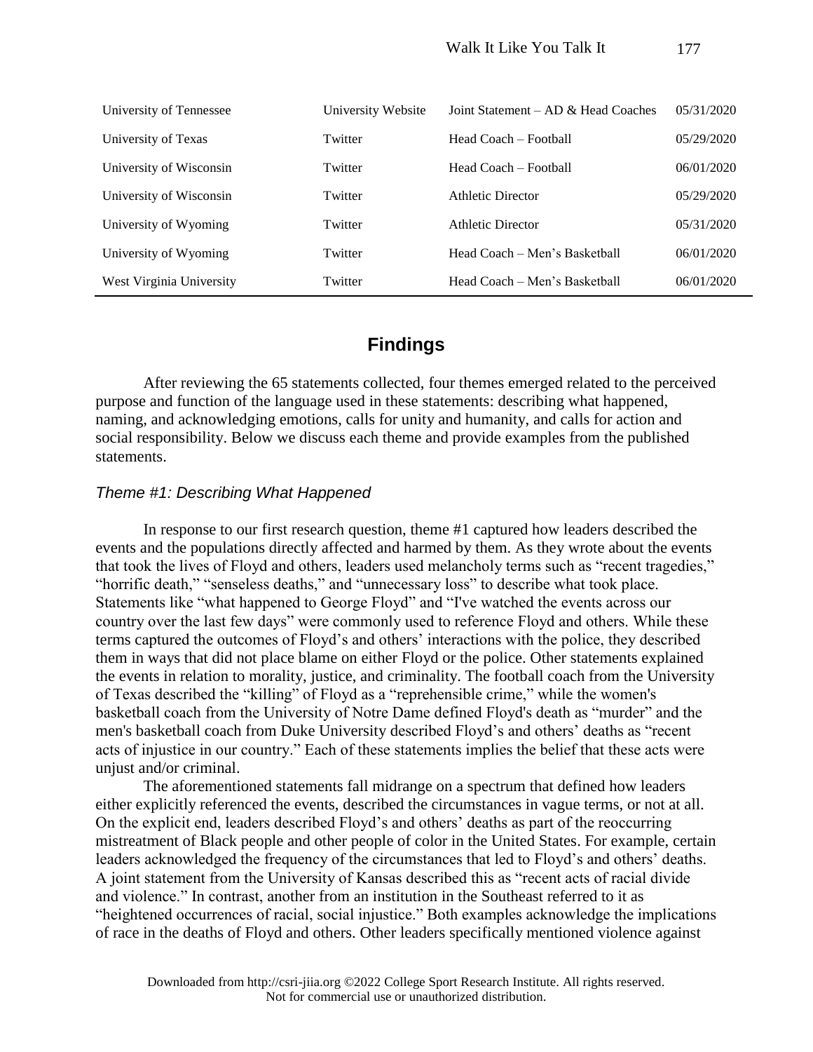| | | | |
|---|---|---|---|
| University of Tennessee | University Website | Joint Statement – AD & Head Coaches | 05/31/2020 |
| University of Texas | Twitter | Head Coach – Football | 05/29/2020 |
| University of Wisconsin | Twitter | Head Coach – Football | 06/01/2020 |
| University of Wisconsin | Twitter | Athletic Director | 05/29/2020 |
| University of Wyoming | Twitter | Athletic Director | 05/31/2020 |
| University of Wyoming | Twitter | Head Coach – Men's Basketball | 06/01/2020 |
| West Virginia University | Twitter | Head Coach – Men's Basketball | 06/01/2020 |

## Findings

After reviewing the 65 statements collected, four themes emerged related to the perceived purpose and function of the language used in these statements: describing what happened, naming, and acknowledging emotions, calls for unity and humanity, and calls for action and social responsibility. Below we discuss each theme and provide examples from the published statements.

### *Theme #1: Describing What Happened*

In response to our first research question, theme #1 captured how leaders described the events and the populations directly affected and harmed by them. As they wrote about the events that took the lives of Floyd and others, leaders used melancholy terms such as "recent tragedies," "horrific death," "senseless deaths," and "unnecessary loss" to describe what took place. Statements like "what happened to George Floyd" and "I've watched the events across our country over the last few days" were commonly used to reference Floyd and others. While these terms captured the outcomes of Floyd's and others' interactions with the police, they described them in ways that did not place blame on either Floyd or the police. Other statements explained the events in relation to morality, justice, and criminality. The football coach from the University of Texas described the "killing" of Floyd as a "reprehensible crime," while the women's basketball coach from the University of Notre Dame defined Floyd's death as "murder" and the men's basketball coach from Duke University described Floyd's and others' deaths as "recent acts of injustice in our country." Each of these statements implies the belief that these acts were unjust and/or criminal.

The aforementioned statements fall midrange on a spectrum that defined how leaders either explicitly referenced the events, described the circumstances in vague terms, or not at all. On the explicit end, leaders described Floyd's and others' deaths as part of the reoccurring mistreatment of Black people and other people of color in the United States. For example, certain leaders acknowledged the frequency of the circumstances that led to Floyd's and others' deaths. A joint statement from the University of Kansas described this as "recent acts of racial divide and violence." In contrast, another from an institution in the Southeast referred to it as "heightened occurrences of racial, social injustice." Both examples acknowledge the implications of race in the deaths of Floyd and others. Other leaders specifically mentioned violence against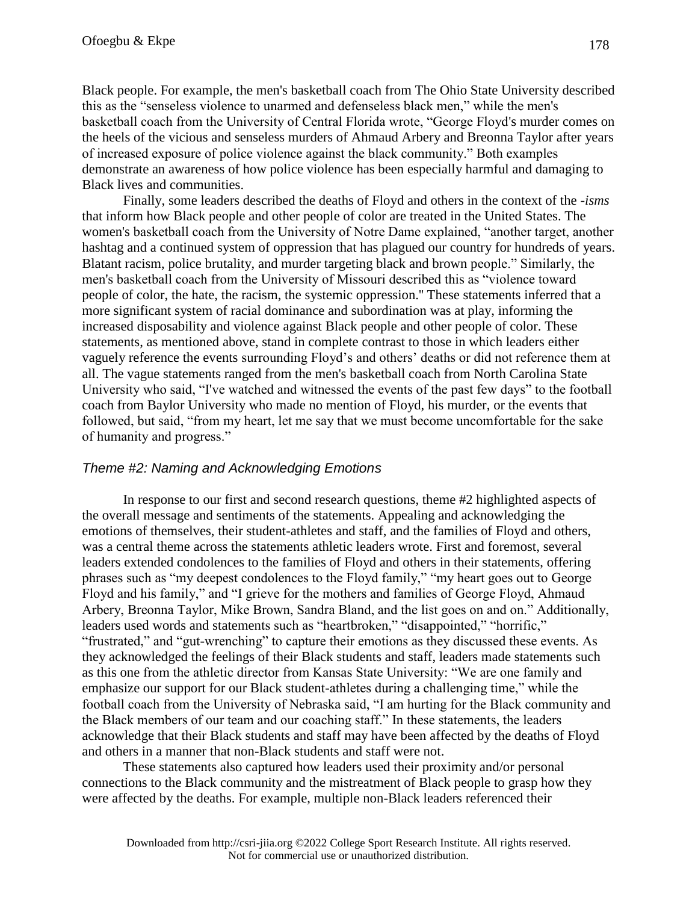Black people. For example, the men's basketball coach from The Ohio State University described this as the "senseless violence to unarmed and defenseless black men," while the men's basketball coach from the University of Central Florida wrote, "George Floyd's murder comes on the heels of the vicious and senseless murders of Ahmaud Arbery and Breonna Taylor after years of increased exposure of police violence against the black community." Both examples demonstrate an awareness of how police violence has been especially harmful and damaging to Black lives and communities.

Finally, some leaders described the deaths of Floyd and others in the context of the *-isms* that inform how Black people and other people of color are treated in the United States. The women's basketball coach from the University of Notre Dame explained, "another target, another hashtag and a continued system of oppression that has plagued our country for hundreds of years. Blatant racism, police brutality, and murder targeting black and brown people." Similarly, the men's basketball coach from the University of Missouri described this as "violence toward people of color, the hate, the racism, the systemic oppression." These statements inferred that a more significant system of racial dominance and subordination was at play, informing the increased disposability and violence against Black people and other people of color. These statements, as mentioned above, stand in complete contrast to those in which leaders either vaguely reference the events surrounding Floyd's and others' deaths or did not reference them at all. The vague statements ranged from the men's basketball coach from North Carolina State University who said, "I've watched and witnessed the events of the past few days" to the football coach from Baylor University who made no mention of Floyd, his murder, or the events that followed, but said, "from my heart, let me say that we must become uncomfortable for the sake of humanity and progress."

### *Theme #2: Naming and Acknowledging Emotions*

In response to our first and second research questions, theme #2 highlighted aspects of the overall message and sentiments of the statements. Appealing and acknowledging the emotions of themselves, their student-athletes and staff, and the families of Floyd and others, was a central theme across the statements athletic leaders wrote. First and foremost, several leaders extended condolences to the families of Floyd and others in their statements, offering phrases such as "my deepest condolences to the Floyd family," "my heart goes out to George Floyd and his family," and "I grieve for the mothers and families of George Floyd, Ahmaud Arbery, Breonna Taylor, Mike Brown, Sandra Bland, and the list goes on and on." Additionally, leaders used words and statements such as "heartbroken," "disappointed," "horrific," "frustrated," and "gut-wrenching" to capture their emotions as they discussed these events. As they acknowledged the feelings of their Black students and staff, leaders made statements such as this one from the athletic director from Kansas State University: "We are one family and emphasize our support for our Black student-athletes during a challenging time," while the football coach from the University of Nebraska said, "I am hurting for the Black community and the Black members of our team and our coaching staff." In these statements, the leaders acknowledge that their Black students and staff may have been affected by the deaths of Floyd and others in a manner that non-Black students and staff were not.

These statements also captured how leaders used their proximity and/or personal connections to the Black community and the mistreatment of Black people to grasp how they were affected by the deaths. For example, multiple non-Black leaders referenced their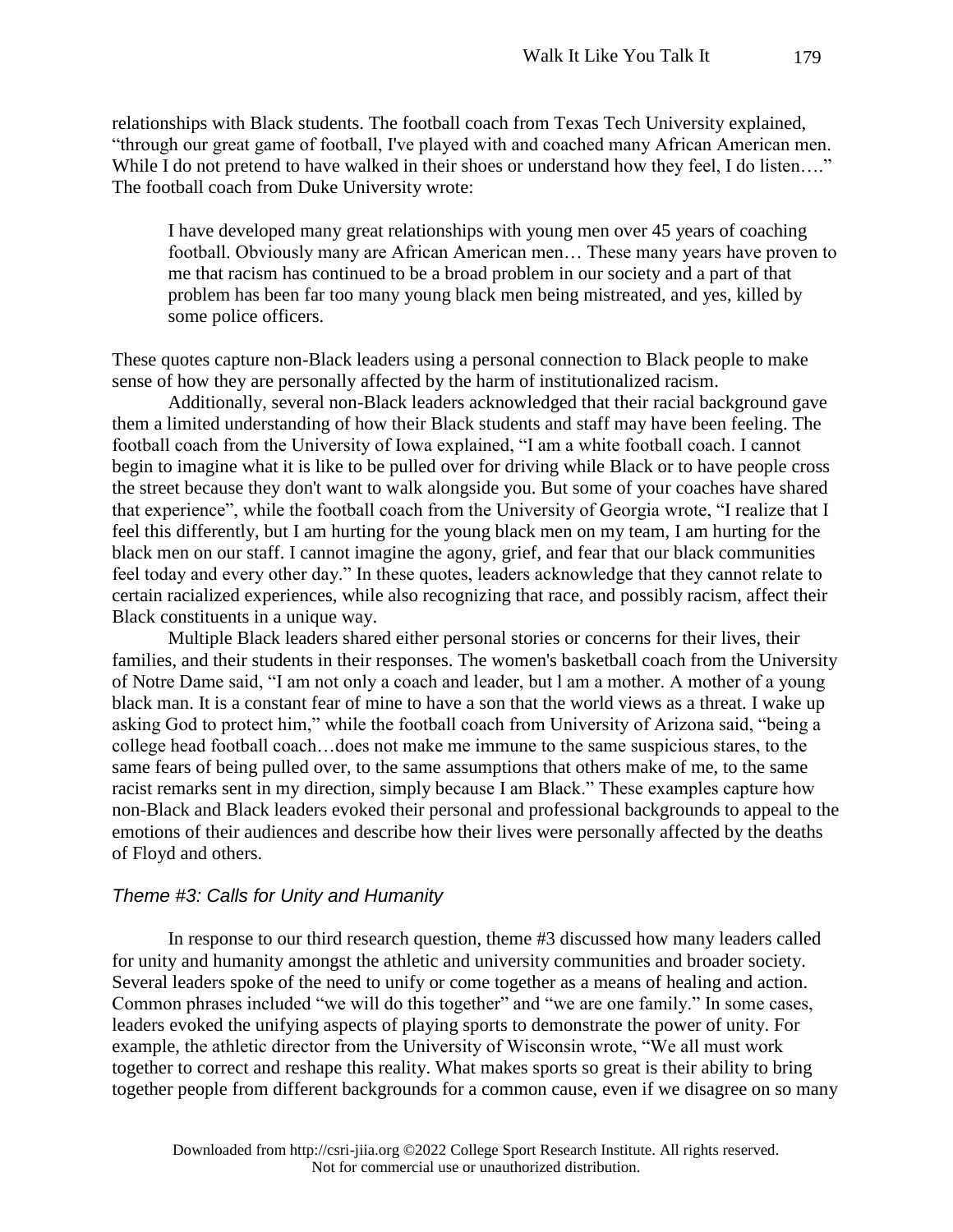relationships with Black students. The football coach from Texas Tech University explained, "through our great game of football, I've played with and coached many African American men. While I do not pretend to have walked in their shoes or understand how they feel, I do listen…." The football coach from Duke University wrote:

> I have developed many great relationships with young men over 45 years of coaching football. Obviously many are African American men… These many years have proven to me that racism has continued to be a broad problem in our society and a part of that problem has been far too many young black men being mistreated, and yes, killed by some police officers.

These quotes capture non-Black leaders using a personal connection to Black people to make sense of how they are personally affected by the harm of institutionalized racism.

Additionally, several non-Black leaders acknowledged that their racial background gave them a limited understanding of how their Black students and staff may have been feeling. The football coach from the University of Iowa explained, "I am a white football coach. I cannot begin to imagine what it is like to be pulled over for driving while Black or to have people cross the street because they don't want to walk alongside you. But some of your coaches have shared that experience", while the football coach from the University of Georgia wrote, "I realize that I feel this differently, but I am hurting for the young black men on my team, I am hurting for the black men on our staff. I cannot imagine the agony, grief, and fear that our black communities feel today and every other day." In these quotes, leaders acknowledge that they cannot relate to certain racialized experiences, while also recognizing that race, and possibly racism, affect their Black constituents in a unique way.

Multiple Black leaders shared either personal stories or concerns for their lives, their families, and their students in their responses. The women's basketball coach from the University of Notre Dame said, "I am not only a coach and leader, but l am a mother. A mother of a young black man. It is a constant fear of mine to have a son that the world views as a threat. I wake up asking God to protect him," while the football coach from University of Arizona said, "being a college head football coach…does not make me immune to the same suspicious stares, to the same fears of being pulled over, to the same assumptions that others make of me, to the same racist remarks sent in my direction, simply because I am Black." These examples capture how non-Black and Black leaders evoked their personal and professional backgrounds to appeal to the emotions of their audiences and describe how their lives were personally affected by the deaths of Floyd and others.

### *Theme #3: Calls for Unity and Humanity*

In response to our third research question, theme #3 discussed how many leaders called for unity and humanity amongst the athletic and university communities and broader society. Several leaders spoke of the need to unify or come together as a means of healing and action. Common phrases included "we will do this together" and "we are one family." In some cases, leaders evoked the unifying aspects of playing sports to demonstrate the power of unity. For example, the athletic director from the University of Wisconsin wrote, "We all must work together to correct and reshape this reality. What makes sports so great is their ability to bring together people from different backgrounds for a common cause, even if we disagree on so many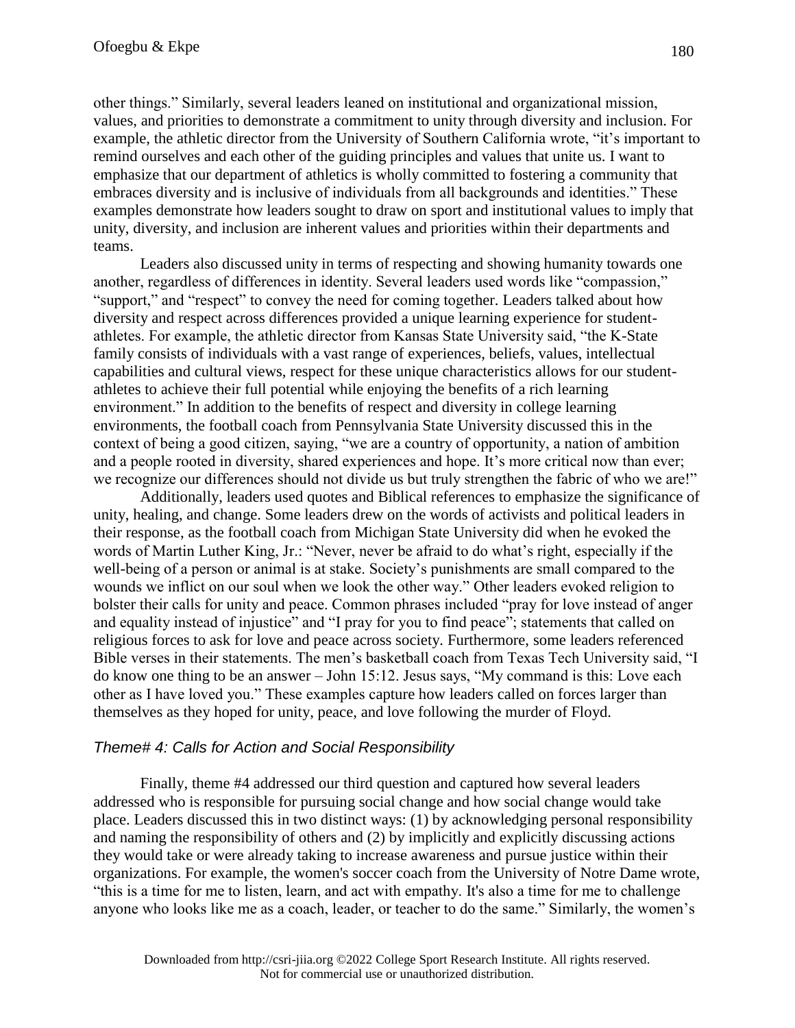other things." Similarly, several leaders leaned on institutional and organizational mission, values, and priorities to demonstrate a commitment to unity through diversity and inclusion. For example, the athletic director from the University of Southern California wrote, "it's important to remind ourselves and each other of the guiding principles and values that unite us. I want to emphasize that our department of athletics is wholly committed to fostering a community that embraces diversity and is inclusive of individuals from all backgrounds and identities." These examples demonstrate how leaders sought to draw on sport and institutional values to imply that unity, diversity, and inclusion are inherent values and priorities within their departments and teams.

Leaders also discussed unity in terms of respecting and showing humanity towards one another, regardless of differences in identity. Several leaders used words like "compassion," "support," and "respect" to convey the need for coming together. Leaders talked about how diversity and respect across differences provided a unique learning experience for student-athletes. For example, the athletic director from Kansas State University said, "the K-State family consists of individuals with a vast range of experiences, beliefs, values, intellectual capabilities and cultural views, respect for these unique characteristics allows for our student-athletes to achieve their full potential while enjoying the benefits of a rich learning environment." In addition to the benefits of respect and diversity in college learning environments, the football coach from Pennsylvania State University discussed this in the context of being a good citizen, saying, "we are a country of opportunity, a nation of ambition and a people rooted in diversity, shared experiences and hope. It's more critical now than ever; we recognize our differences should not divide us but truly strengthen the fabric of who we are!"

Additionally, leaders used quotes and Biblical references to emphasize the significance of unity, healing, and change. Some leaders drew on the words of activists and political leaders in their response, as the football coach from Michigan State University did when he evoked the words of Martin Luther King, Jr.: "Never, never be afraid to do what's right, especially if the well-being of a person or animal is at stake. Society's punishments are small compared to the wounds we inflict on our soul when we look the other way." Other leaders evoked religion to bolster their calls for unity and peace. Common phrases included "pray for love instead of anger and equality instead of injustice" and "I pray for you to find peace"; statements that called on religious forces to ask for love and peace across society. Furthermore, some leaders referenced Bible verses in their statements. The men's basketball coach from Texas Tech University said, "I do know one thing to be an answer – John 15:12. Jesus says, "My command is this: Love each other as I have loved you." These examples capture how leaders called on forces larger than themselves as they hoped for unity, peace, and love following the murder of Floyd.

### *Theme# 4: Calls for Action and Social Responsibility*

Finally, theme #4 addressed our third question and captured how several leaders addressed who is responsible for pursuing social change and how social change would take place. Leaders discussed this in two distinct ways: (1) by acknowledging personal responsibility and naming the responsibility of others and (2) by implicitly and explicitly discussing actions they would take or were already taking to increase awareness and pursue justice within their organizations. For example, the women's soccer coach from the University of Notre Dame wrote, "this is a time for me to listen, learn, and act with empathy. It's also a time for me to challenge anyone who looks like me as a coach, leader, or teacher to do the same." Similarly, the women's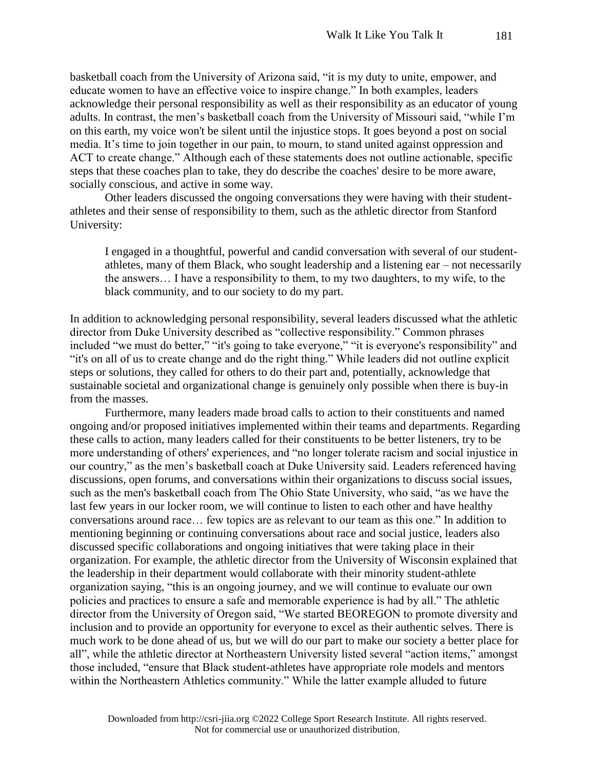basketball coach from the University of Arizona said, "it is my duty to unite, empower, and educate women to have an effective voice to inspire change." In both examples, leaders acknowledge their personal responsibility as well as their responsibility as an educator of young adults. In contrast, the men's basketball coach from the University of Missouri said, "while I'm on this earth, my voice won't be silent until the injustice stops. It goes beyond a post on social media. It's time to join together in our pain, to mourn, to stand united against oppression and ACT to create change." Although each of these statements does not outline actionable, specific steps that these coaches plan to take, they do describe the coaches' desire to be more aware, socially conscious, and active in some way.

Other leaders discussed the ongoing conversations they were having with their student-athletes and their sense of responsibility to them, such as the athletic director from Stanford University:

> I engaged in a thoughtful, powerful and candid conversation with several of our student-athletes, many of them Black, who sought leadership and a listening ear – not necessarily the answers… I have a responsibility to them, to my two daughters, to my wife, to the black community, and to our society to do my part.

In addition to acknowledging personal responsibility, several leaders discussed what the athletic director from Duke University described as "collective responsibility." Common phrases included "we must do better," "it's going to take everyone," "it is everyone's responsibility" and "it's on all of us to create change and do the right thing." While leaders did not outline explicit steps or solutions, they called for others to do their part and, potentially, acknowledge that sustainable societal and organizational change is genuinely only possible when there is buy-in from the masses.

Furthermore, many leaders made broad calls to action to their constituents and named ongoing and/or proposed initiatives implemented within their teams and departments. Regarding these calls to action, many leaders called for their constituents to be better listeners, try to be more understanding of others' experiences, and "no longer tolerate racism and social injustice in our country," as the men's basketball coach at Duke University said. Leaders referenced having discussions, open forums, and conversations within their organizations to discuss social issues, such as the men's basketball coach from The Ohio State University, who said, "as we have the last few years in our locker room, we will continue to listen to each other and have healthy conversations around race… few topics are as relevant to our team as this one." In addition to mentioning beginning or continuing conversations about race and social justice, leaders also discussed specific collaborations and ongoing initiatives that were taking place in their organization. For example, the athletic director from the University of Wisconsin explained that the leadership in their department would collaborate with their minority student-athlete organization saying, "this is an ongoing journey, and we will continue to evaluate our own policies and practices to ensure a safe and memorable experience is had by all." The athletic director from the University of Oregon said, "We started BEOREGON to promote diversity and inclusion and to provide an opportunity for everyone to excel as their authentic selves. There is much work to be done ahead of us, but we will do our part to make our society a better place for all", while the athletic director at Northeastern University listed several "action items," amongst those included, "ensure that Black student-athletes have appropriate role models and mentors within the Northeastern Athletics community." While the latter example alluded to future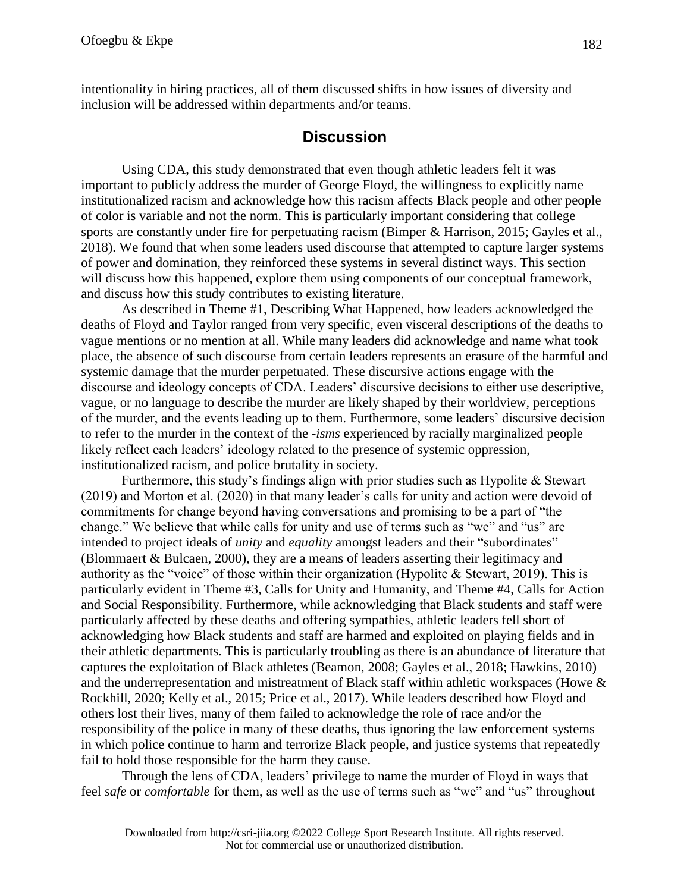intentionality in hiring practices, all of them discussed shifts in how issues of diversity and inclusion will be addressed within departments and/or teams.

## Discussion

Using CDA, this study demonstrated that even though athletic leaders felt it was important to publicly address the murder of George Floyd, the willingness to explicitly name institutionalized racism and acknowledge how this racism affects Black people and other people of color is variable and not the norm. This is particularly important considering that college sports are constantly under fire for perpetuating racism (Bimper & Harrison, 2015; Gayles et al., 2018). We found that when some leaders used discourse that attempted to capture larger systems of power and domination, they reinforced these systems in several distinct ways. This section will discuss how this happened, explore them using components of our conceptual framework, and discuss how this study contributes to existing literature.

As described in Theme #1, Describing What Happened, how leaders acknowledged the deaths of Floyd and Taylor ranged from very specific, even visceral descriptions of the deaths to vague mentions or no mention at all. While many leaders did acknowledge and name what took place, the absence of such discourse from certain leaders represents an erasure of the harmful and systemic damage that the murder perpetuated. These discursive actions engage with the discourse and ideology concepts of CDA. Leaders' discursive decisions to either use descriptive, vague, or no language to describe the murder are likely shaped by their worldview, perceptions of the murder, and the events leading up to them. Furthermore, some leaders' discursive decision to refer to the murder in the context of the *-isms* experienced by racially marginalized people likely reflect each leaders' ideology related to the presence of systemic oppression, institutionalized racism, and police brutality in society.

Furthermore, this study's findings align with prior studies such as Hypolite & Stewart (2019) and Morton et al. (2020) in that many leader's calls for unity and action were devoid of commitments for change beyond having conversations and promising to be a part of "the change." We believe that while calls for unity and use of terms such as "we" and "us" are intended to project ideals of *unity* and *equality* amongst leaders and their "subordinates" (Blommaert & Bulcaen, 2000), they are a means of leaders asserting their legitimacy and authority as the "voice" of those within their organization (Hypolite & Stewart, 2019). This is particularly evident in Theme #3, Calls for Unity and Humanity, and Theme #4, Calls for Action and Social Responsibility. Furthermore, while acknowledging that Black students and staff were particularly affected by these deaths and offering sympathies, athletic leaders fell short of acknowledging how Black students and staff are harmed and exploited on playing fields and in their athletic departments. This is particularly troubling as there is an abundance of literature that captures the exploitation of Black athletes (Beamon, 2008; Gayles et al., 2018; Hawkins, 2010) and the underrepresentation and mistreatment of Black staff within athletic workspaces (Howe & Rockhill, 2020; Kelly et al., 2015; Price et al., 2017). While leaders described how Floyd and others lost their lives, many of them failed to acknowledge the role of race and/or the responsibility of the police in many of these deaths, thus ignoring the law enforcement systems in which police continue to harm and terrorize Black people, and justice systems that repeatedly fail to hold those responsible for the harm they cause.

Through the lens of CDA, leaders' privilege to name the murder of Floyd in ways that feel *safe* or *comfortable* for them, as well as the use of terms such as "we" and "us" throughout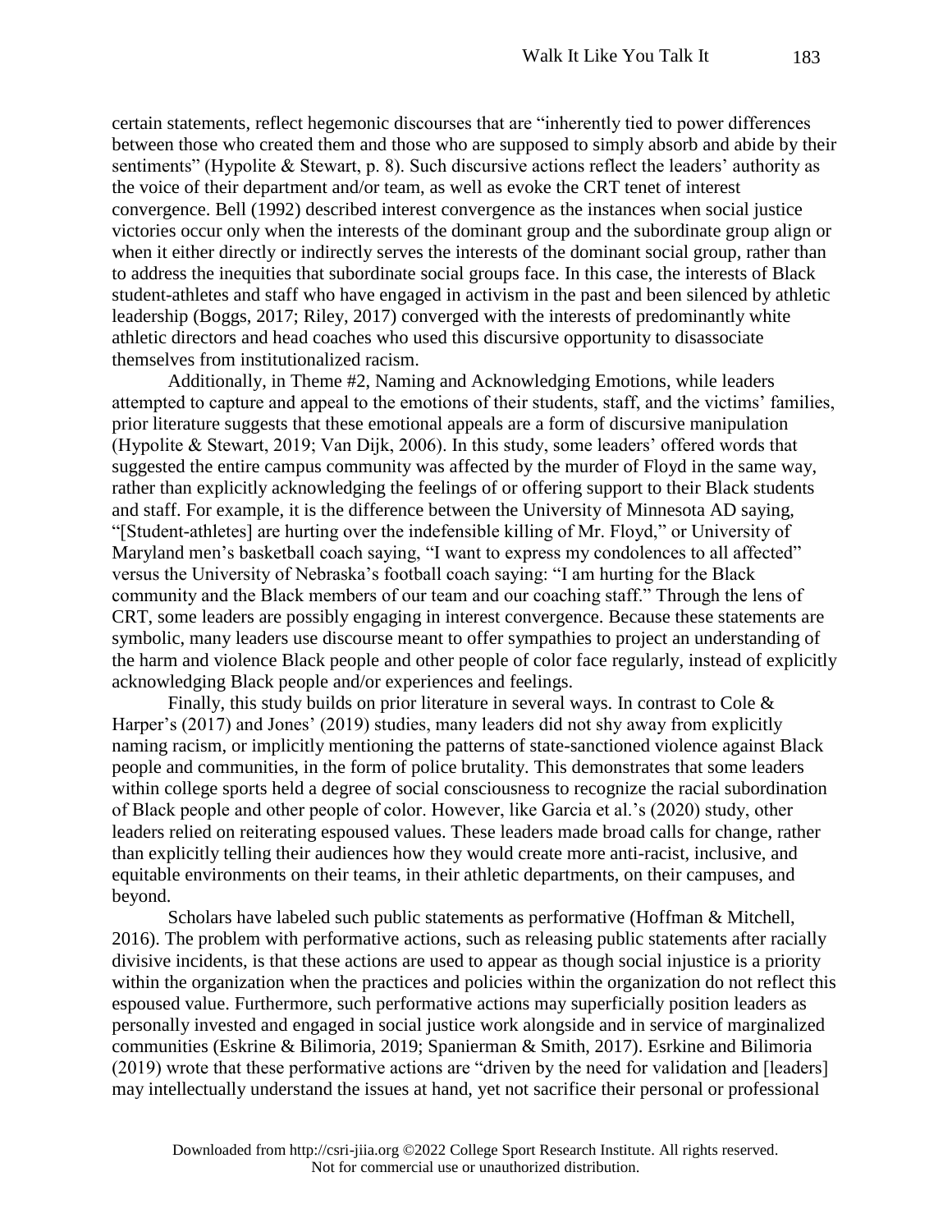certain statements, reflect hegemonic discourses that are "inherently tied to power differences between those who created them and those who are supposed to simply absorb and abide by their sentiments" (Hypolite & Stewart, p. 8). Such discursive actions reflect the leaders' authority as the voice of their department and/or team, as well as evoke the CRT tenet of interest convergence. Bell (1992) described interest convergence as the instances when social justice victories occur only when the interests of the dominant group and the subordinate group align or when it either directly or indirectly serves the interests of the dominant social group, rather than to address the inequities that subordinate social groups face. In this case, the interests of Black student-athletes and staff who have engaged in activism in the past and been silenced by athletic leadership (Boggs, 2017; Riley, 2017) converged with the interests of predominantly white athletic directors and head coaches who used this discursive opportunity to disassociate themselves from institutionalized racism.

Additionally, in Theme #2, Naming and Acknowledging Emotions, while leaders attempted to capture and appeal to the emotions of their students, staff, and the victims' families, prior literature suggests that these emotional appeals are a form of discursive manipulation (Hypolite & Stewart, 2019; Van Dijk, 2006). In this study, some leaders' offered words that suggested the entire campus community was affected by the murder of Floyd in the same way, rather than explicitly acknowledging the feelings of or offering support to their Black students and staff. For example, it is the difference between the University of Minnesota AD saying, "[Student-athletes] are hurting over the indefensible killing of Mr. Floyd," or University of Maryland men's basketball coach saying, "I want to express my condolences to all affected" versus the University of Nebraska's football coach saying: "I am hurting for the Black community and the Black members of our team and our coaching staff." Through the lens of CRT, some leaders are possibly engaging in interest convergence. Because these statements are symbolic, many leaders use discourse meant to offer sympathies to project an understanding of the harm and violence Black people and other people of color face regularly, instead of explicitly acknowledging Black people and/or experiences and feelings.

Finally, this study builds on prior literature in several ways. In contrast to Cole & Harper's (2017) and Jones' (2019) studies, many leaders did not shy away from explicitly naming racism, or implicitly mentioning the patterns of state-sanctioned violence against Black people and communities, in the form of police brutality. This demonstrates that some leaders within college sports held a degree of social consciousness to recognize the racial subordination of Black people and other people of color. However, like Garcia et al.'s (2020) study, other leaders relied on reiterating espoused values. These leaders made broad calls for change, rather than explicitly telling their audiences how they would create more anti-racist, inclusive, and equitable environments on their teams, in their athletic departments, on their campuses, and beyond.

Scholars have labeled such public statements as performative (Hoffman & Mitchell, 2016). The problem with performative actions, such as releasing public statements after racially divisive incidents, is that these actions are used to appear as though social injustice is a priority within the organization when the practices and policies within the organization do not reflect this espoused value. Furthermore, such performative actions may superficially position leaders as personally invested and engaged in social justice work alongside and in service of marginalized communities (Eskrine & Bilimoria, 2019; Spanierman & Smith, 2017). Esrkine and Bilimoria (2019) wrote that these performative actions are "driven by the need for validation and [leaders] may intellectually understand the issues at hand, yet not sacrifice their personal or professional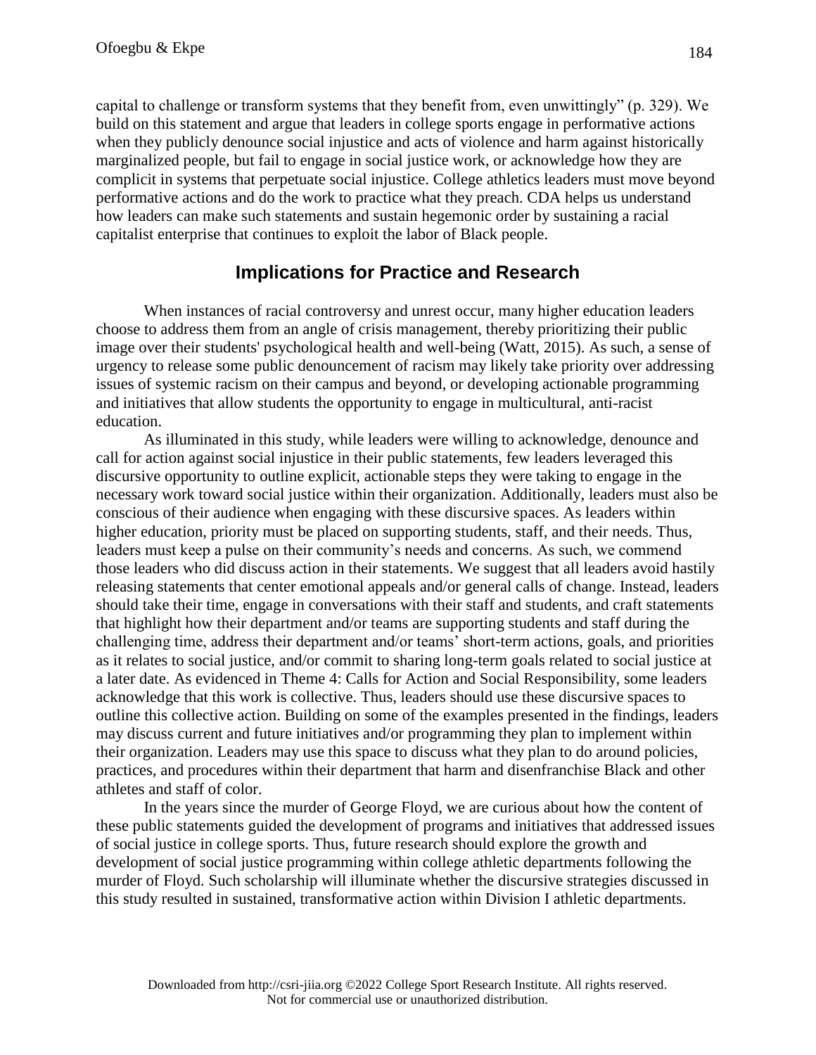capital to challenge or transform systems that they benefit from, even unwittingly" (p. 329). We build on this statement and argue that leaders in college sports engage in performative actions when they publicly denounce social injustice and acts of violence and harm against historically marginalized people, but fail to engage in social justice work, or acknowledge how they are complicit in systems that perpetuate social injustice. College athletics leaders must move beyond performative actions and do the work to practice what they preach. CDA helps us understand how leaders can make such statements and sustain hegemonic order by sustaining a racial capitalist enterprise that continues to exploit the labor of Black people.

## Implications for Practice and Research

When instances of racial controversy and unrest occur, many higher education leaders choose to address them from an angle of crisis management, thereby prioritizing their public image over their students' psychological health and well-being (Watt, 2015). As such, a sense of urgency to release some public denouncement of racism may likely take priority over addressing issues of systemic racism on their campus and beyond, or developing actionable programming and initiatives that allow students the opportunity to engage in multicultural, anti-racist education.

As illuminated in this study, while leaders were willing to acknowledge, denounce and call for action against social injustice in their public statements, few leaders leveraged this discursive opportunity to outline explicit, actionable steps they were taking to engage in the necessary work toward social justice within their organization. Additionally, leaders must also be conscious of their audience when engaging with these discursive spaces. As leaders within higher education, priority must be placed on supporting students, staff, and their needs. Thus, leaders must keep a pulse on their community's needs and concerns. As such, we commend those leaders who did discuss action in their statements. We suggest that all leaders avoid hastily releasing statements that center emotional appeals and/or general calls of change. Instead, leaders should take their time, engage in conversations with their staff and students, and craft statements that highlight how their department and/or teams are supporting students and staff during the challenging time, address their department and/or teams' short-term actions, goals, and priorities as it relates to social justice, and/or commit to sharing long-term goals related to social justice at a later date. As evidenced in Theme 4: Calls for Action and Social Responsibility, some leaders acknowledge that this work is collective. Thus, leaders should use these discursive spaces to outline this collective action. Building on some of the examples presented in the findings, leaders may discuss current and future initiatives and/or programming they plan to implement within their organization. Leaders may use this space to discuss what they plan to do around policies, practices, and procedures within their department that harm and disenfranchise Black and other athletes and staff of color.

In the years since the murder of George Floyd, we are curious about how the content of these public statements guided the development of programs and initiatives that addressed issues of social justice in college sports. Thus, future research should explore the growth and development of social justice programming within college athletic departments following the murder of Floyd. Such scholarship will illuminate whether the discursive strategies discussed in this study resulted in sustained, transformative action within Division I athletic departments.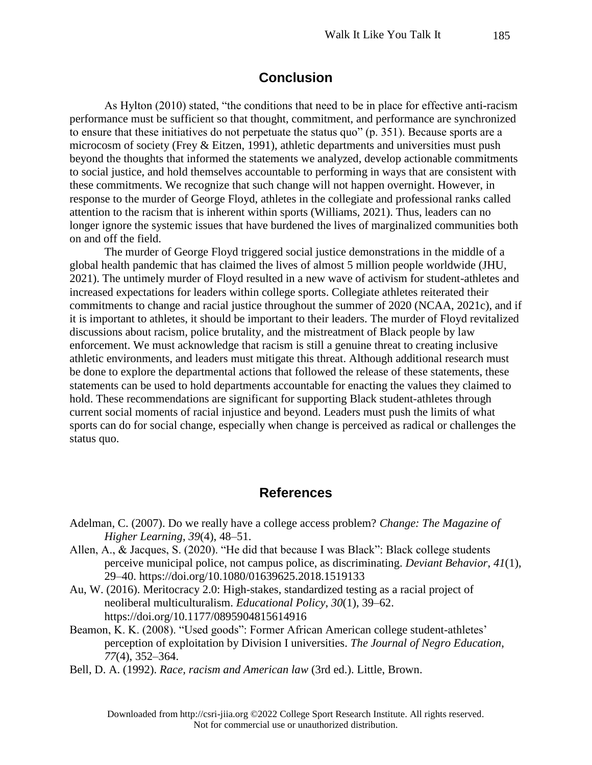## Conclusion

As Hylton (2010) stated, "the conditions that need to be in place for effective anti-racism performance must be sufficient so that thought, commitment, and performance are synchronized to ensure that these initiatives do not perpetuate the status quo" (p. 351). Because sports are a microcosm of society (Frey & Eitzen, 1991), athletic departments and universities must push beyond the thoughts that informed the statements we analyzed, develop actionable commitments to social justice, and hold themselves accountable to performing in ways that are consistent with these commitments. We recognize that such change will not happen overnight. However, in response to the murder of George Floyd, athletes in the collegiate and professional ranks called attention to the racism that is inherent within sports (Williams, 2021). Thus, leaders can no longer ignore the systemic issues that have burdened the lives of marginalized communities both on and off the field.

The murder of George Floyd triggered social justice demonstrations in the middle of a global health pandemic that has claimed the lives of almost 5 million people worldwide (JHU, 2021). The untimely murder of Floyd resulted in a new wave of activism for student-athletes and increased expectations for leaders within college sports. Collegiate athletes reiterated their commitments to change and racial justice throughout the summer of 2020 (NCAA, 2021c), and if it is important to athletes, it should be important to their leaders. The murder of Floyd revitalized discussions about racism, police brutality, and the mistreatment of Black people by law enforcement. We must acknowledge that racism is still a genuine threat to creating inclusive athletic environments, and leaders must mitigate this threat. Although additional research must be done to explore the departmental actions that followed the release of these statements, these statements can be used to hold departments accountable for enacting the values they claimed to hold. These recommendations are significant for supporting Black student-athletes through current social moments of racial injustice and beyond. Leaders must push the limits of what sports can do for social change, especially when change is perceived as radical or challenges the status quo.

## References

Adelman, C. (2007). Do we really have a college access problem? *Change: The Magazine of Higher Learning*, *39*(4), 48–51.

Allen, A., & Jacques, S. (2020). "He did that because I was Black": Black college students perceive municipal police, not campus police, as discriminating. *Deviant Behavior*, *41*(1), 29–40. https://doi.org/10.1080/01639625.2018.1519133

Au, W. (2016). Meritocracy 2.0: High-stakes, standardized testing as a racial project of neoliberal multiculturalism. *Educational Policy*, *30*(1), 39–62. https://doi.org/10.1177/0895904815614916

Beamon, K. K. (2008). "Used goods": Former African American college student-athletes' perception of exploitation by Division I universities. *The Journal of Negro Education*, *77*(4), 352–364.

Bell, D. A. (1992). *Race, racism and American law* (3rd ed.). Little, Brown.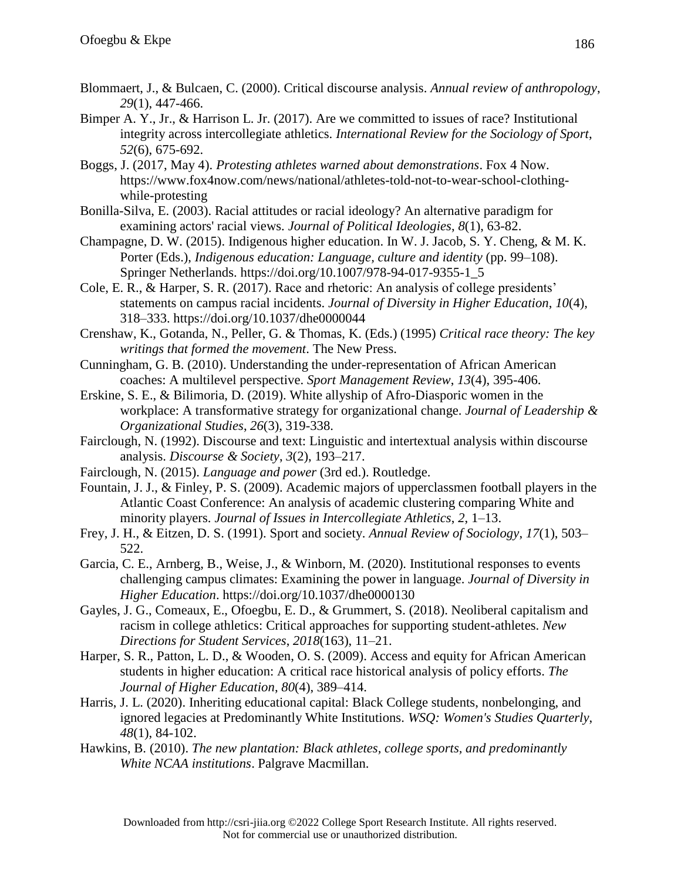Blommaert, J., & Bulcaen, C. (2000). Critical discourse analysis. *Annual review of anthropology*, *29*(1), 447-466.

Bimper A. Y., Jr., & Harrison L. Jr. (2017). Are we committed to issues of race? Institutional integrity across intercollegiate athletics. *International Review for the Sociology of Sport*, *52*(6), 675-692.

Boggs, J. (2017, May 4). *Protesting athletes warned about demonstrations*. Fox 4 Now. https://www.fox4now.com/news/national/athletes-told-not-to-wear-school-clothing-while-protesting

Bonilla-Silva, E. (2003). Racial attitudes or racial ideology? An alternative paradigm for examining actors' racial views. *Journal of Political Ideologies*, *8*(1), 63-82.

Champagne, D. W. (2015). Indigenous higher education. In W. J. Jacob, S. Y. Cheng, & M. K. Porter (Eds.), *Indigenous education: Language, culture and identity* (pp. 99–108). Springer Netherlands. https://doi.org/10.1007/978-94-017-9355-1_5

Cole, E. R., & Harper, S. R. (2017). Race and rhetoric: An analysis of college presidents' statements on campus racial incidents. *Journal of Diversity in Higher Education*, *10*(4), 318–333. https://doi.org/10.1037/dhe0000044

Crenshaw, K., Gotanda, N., Peller, G. & Thomas, K. (Eds.) (1995) *Critical race theory: The key writings that formed the movement*. The New Press.

Cunningham, G. B. (2010). Understanding the under-representation of African American coaches: A multilevel perspective. *Sport Management Review*, *13*(4), 395-406.

Erskine, S. E., & Bilimoria, D. (2019). White allyship of Afro-Diasporic women in the workplace: A transformative strategy for organizational change. *Journal of Leadership & Organizational Studies*, *26*(3), 319-338.

Fairclough, N. (1992). Discourse and text: Linguistic and intertextual analysis within discourse analysis. *Discourse & Society*, *3*(2), 193–217.

Fairclough, N. (2015). *Language and power* (3rd ed.). Routledge.

Fountain, J. J., & Finley, P. S. (2009). Academic majors of upperclassmen football players in the Atlantic Coast Conference: An analysis of academic clustering comparing White and minority players. *Journal of Issues in Intercollegiate Athletics*, *2*, 1–13.

Frey, J. H., & Eitzen, D. S. (1991). Sport and society. *Annual Review of Sociology*, *17*(1), 503–522.

Garcia, C. E., Arnberg, B., Weise, J., & Winborn, M. (2020). Institutional responses to events challenging campus climates: Examining the power in language. *Journal of Diversity in Higher Education*. https://doi.org/10.1037/dhe0000130

Gayles, J. G., Comeaux, E., Ofoegbu, E. D., & Grummert, S. (2018). Neoliberal capitalism and racism in college athletics: Critical approaches for supporting student-athletes. *New Directions for Student Services*, *2018*(163), 11–21.

Harper, S. R., Patton, L. D., & Wooden, O. S. (2009). Access and equity for African American students in higher education: A critical race historical analysis of policy efforts. *The Journal of Higher Education*, *80*(4), 389–414.

Harris, J. L. (2020). Inheriting educational capital: Black College students, nonbelonging, and ignored legacies at Predominantly White Institutions. *WSQ: Women's Studies Quarterly*, *48*(1), 84-102.

Hawkins, B. (2010). *The new plantation: Black athletes, college sports, and predominantly White NCAA institutions*. Palgrave Macmillan.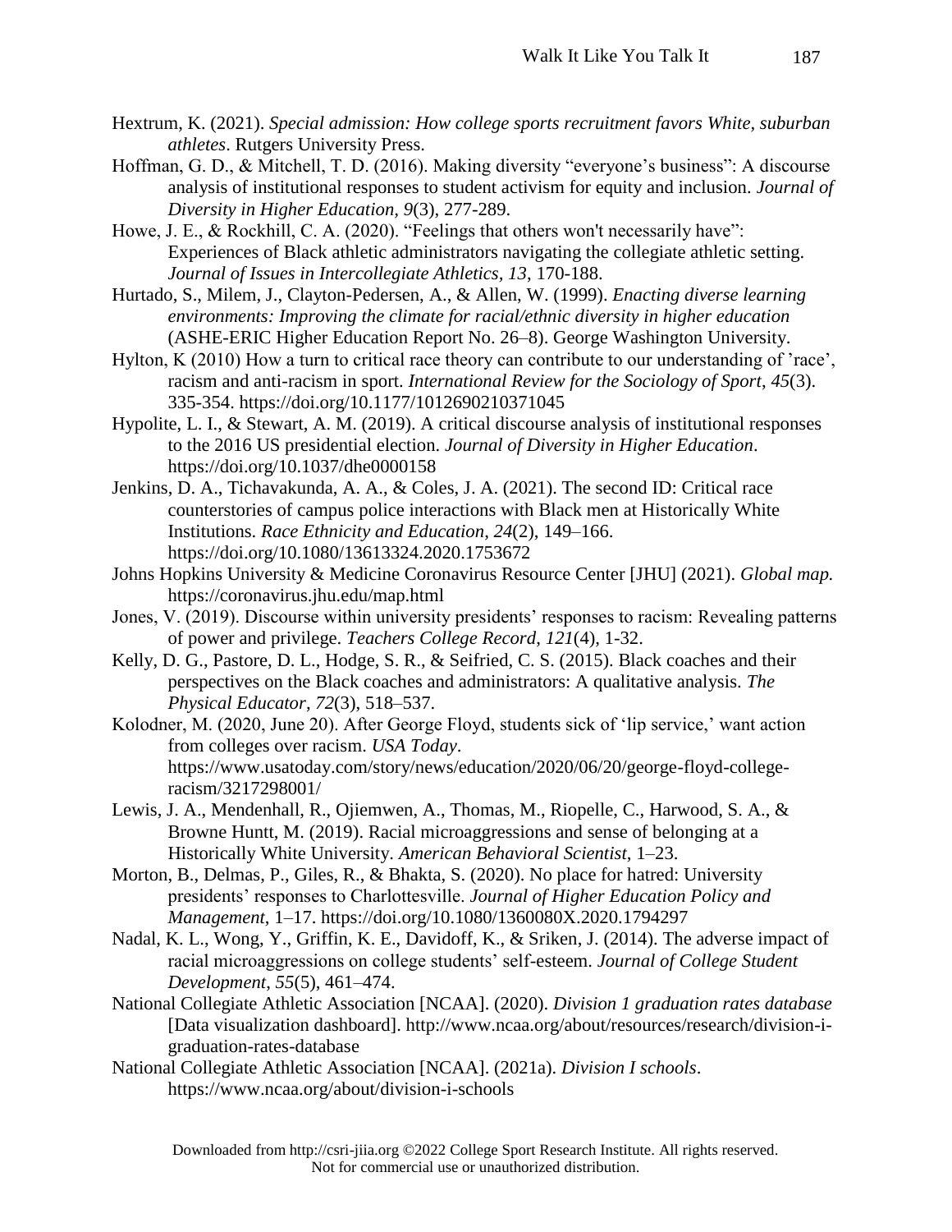Hextrum, K. (2021). *Special admission: How college sports recruitment favors White, suburban athletes*. Rutgers University Press.

Hoffman, G. D., & Mitchell, T. D. (2016). Making diversity "everyone's business": A discourse analysis of institutional responses to student activism for equity and inclusion. *Journal of Diversity in Higher Education, 9*(3), 277-289.

Howe, J. E., & Rockhill, C. A. (2020). "Feelings that others won't necessarily have": Experiences of Black athletic administrators navigating the collegiate athletic setting. *Journal of Issues in Intercollegiate Athletics, 13,* 170-188.

Hurtado, S., Milem, J., Clayton-Pedersen, A., & Allen, W. (1999). *Enacting diverse learning environments: Improving the climate for racial/ethnic diversity in higher education* (ASHE-ERIC Higher Education Report No. 26–8). George Washington University.

Hylton, K (2010) How a turn to critical race theory can contribute to our understanding of 'race', racism and anti-racism in sport. *International Review for the Sociology of Sport*, *45*(3). 335-354. https://doi.org/10.1177/1012690210371045

Hypolite, L. I., & Stewart, A. M. (2019). A critical discourse analysis of institutional responses to the 2016 US presidential election. *Journal of Diversity in Higher Education*. https://doi.org/10.1037/dhe0000158

Jenkins, D. A., Tichavakunda, A. A., & Coles, J. A. (2021). The second ID: Critical race counterstories of campus police interactions with Black men at Historically White Institutions. *Race Ethnicity and Education*, *24*(2), 149–166. https://doi.org/10.1080/13613324.2020.1753672

Johns Hopkins University & Medicine Coronavirus Resource Center [JHU] (2021). *Global map.* https://coronavirus.jhu.edu/map.html

Jones, V. (2019). Discourse within university presidents' responses to racism: Revealing patterns of power and privilege. *Teachers College Record*, *121*(4), 1-32.

Kelly, D. G., Pastore, D. L., Hodge, S. R., & Seifried, C. S. (2015). Black coaches and their perspectives on the Black coaches and administrators: A qualitative analysis. *The Physical Educator*, *72*(3), 518–537.

Kolodner, M. (2020, June 20). After George Floyd, students sick of 'lip service,' want action from colleges over racism. *USA Today*. https://www.usatoday.com/story/news/education/2020/06/20/george-floyd-college-racism/3217298001/

Lewis, J. A., Mendenhall, R., Ojiemwen, A., Thomas, M., Riopelle, C., Harwood, S. A., & Browne Huntt, M. (2019). Racial microaggressions and sense of belonging at a Historically White University. *American Behavioral Scientist*, 1–23.

Morton, B., Delmas, P., Giles, R., & Bhakta, S. (2020). No place for hatred: University presidents' responses to Charlottesville. *Journal of Higher Education Policy and Management*, 1–17. https://doi.org/10.1080/1360080X.2020.1794297

Nadal, K. L., Wong, Y., Griffin, K. E., Davidoff, K., & Sriken, J. (2014). The adverse impact of racial microaggressions on college students' self-esteem. *Journal of College Student Development*, *55*(5), 461–474.

National Collegiate Athletic Association [NCAA]. (2020). *Division 1 graduation rates database* [Data visualization dashboard]. http://www.ncaa.org/about/resources/research/division-i-graduation-rates-database

National Collegiate Athletic Association [NCAA]. (2021a). *Division I schools*. https://www.ncaa.org/about/division-i-schools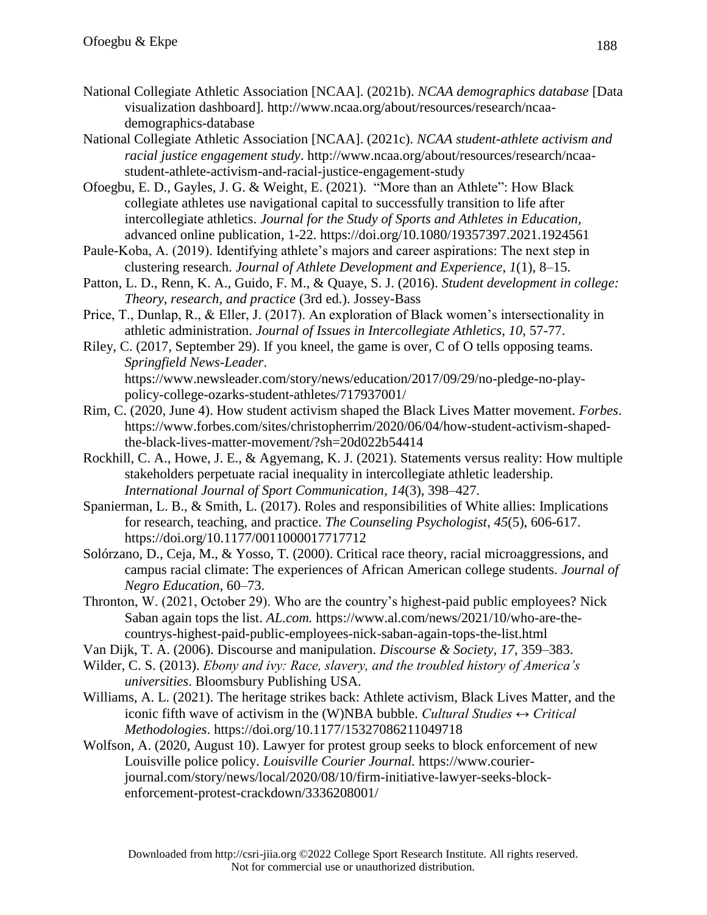National Collegiate Athletic Association [NCAA]. (2021b). *NCAA demographics database* [Data visualization dashboard]. http://www.ncaa.org/about/resources/research/ncaa-demographics-database

National Collegiate Athletic Association [NCAA]. (2021c). *NCAA student-athlete activism and racial justice engagement study*. http://www.ncaa.org/about/resources/research/ncaa-student-athlete-activism-and-racial-justice-engagement-study

Ofoegbu, E. D., Gayles, J. G. & Weight, E. (2021). "More than an Athlete": How Black collegiate athletes use navigational capital to successfully transition to life after intercollegiate athletics. *Journal for the Study of Sports and Athletes in Education*, advanced online publication, 1-22. https://doi.org/10.1080/19357397.2021.1924561

Paule-Koba, A. (2019). Identifying athlete's majors and career aspirations: The next step in clustering research. *Journal of Athlete Development and Experience*, *1*(1), 8–15.

Patton, L. D., Renn, K. A., Guido, F. M., & Quaye, S. J. (2016). *Student development in college: Theory, research, and practice* (3rd ed.). Jossey-Bass

Price, T., Dunlap, R., & Eller, J. (2017). An exploration of Black women's intersectionality in athletic administration. *Journal of Issues in Intercollegiate Athletics*, *10*, 57-77.

Riley, C. (2017, September 29). If you kneel, the game is over, C of O tells opposing teams. *Springfield News-Leader*. https://www.newsleader.com/story/news/education/2017/09/29/no-pledge-no-play-policy-college-ozarks-student-athletes/717937001/

Rim, C. (2020, June 4). How student activism shaped the Black Lives Matter movement. *Forbes*. https://www.forbes.com/sites/christopherrim/2020/06/04/how-student-activism-shaped-the-black-lives-matter-movement/?sh=20d022b54414

Rockhill, C. A., Howe, J. E., & Agyemang, K. J. (2021). Statements versus reality: How multiple stakeholders perpetuate racial inequality in intercollegiate athletic leadership. *International Journal of Sport Communication*, *14*(3), 398–427.

Spanierman, L. B., & Smith, L. (2017). Roles and responsibilities of White allies: Implications for research, teaching, and practice. *The Counseling Psychologist*, *45*(5), 606-617. https://doi.org/10.1177/0011000017717712

Solórzano, D., Ceja, M., & Yosso, T. (2000). Critical race theory, racial microaggressions, and campus racial climate: The experiences of African American college students. *Journal of Negro Education*, 60–73.

Thronton, W. (2021, October 29). Who are the country's highest-paid public employees? Nick Saban again tops the list. *AL.com.* https://www.al.com/news/2021/10/who-are-the-countrys-highest-paid-public-employees-nick-saban-again-tops-the-list.html

Van Dijk, T. A. (2006). Discourse and manipulation. *Discourse & Society*, *17*, 359–383.

Wilder, C. S. (2013). *Ebony and ivy: Race, slavery, and the troubled history of America's universities*. Bloomsbury Publishing USA.

Williams, A. L. (2021). The heritage strikes back: Athlete activism, Black Lives Matter, and the iconic fifth wave of activism in the (W)NBA bubble. *Cultural Studies ↔ Critical Methodologies*. https://doi.org/10.1177/15327086211049718

Wolfson, A. (2020, August 10). Lawyer for protest group seeks to block enforcement of new Louisville police policy. *Louisville Courier Journal.* https://www.courier-journal.com/story/news/local/2020/08/10/firm-initiative-lawyer-seeks-block-enforcement-protest-crackdown/3336208001/